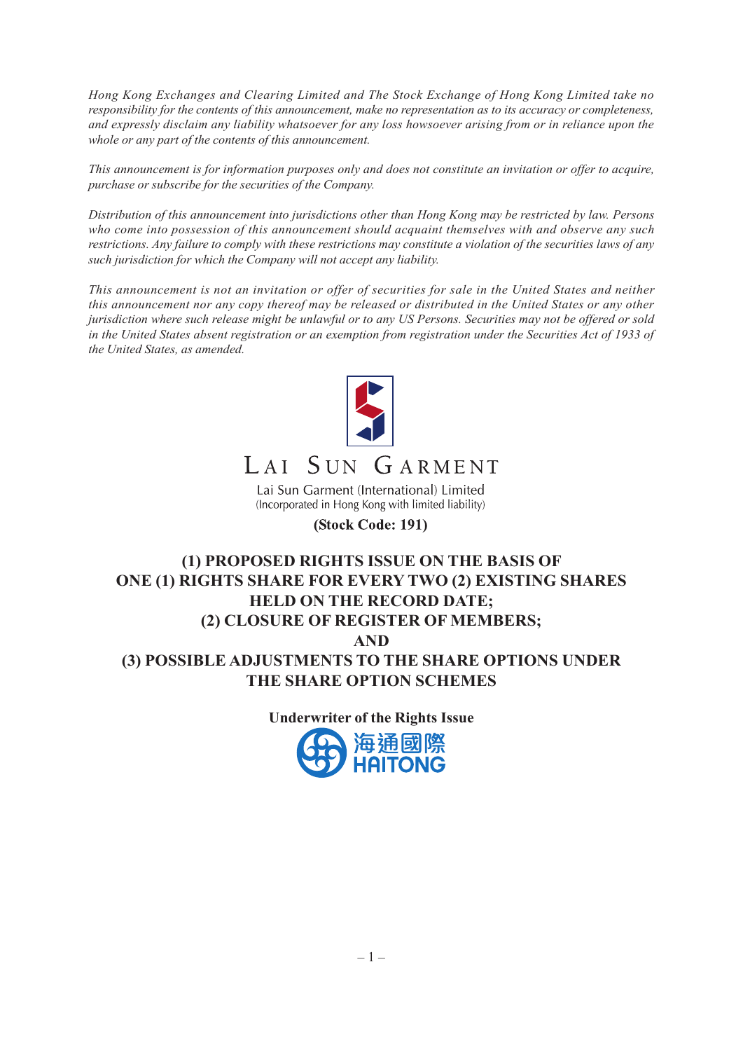*Hong Kong Exchanges and Clearing Limited and The Stock Exchange of Hong Kong Limited take no responsibility for the contents of this announcement, make no representation as to its accuracy or completeness, and expressly disclaim any liability whatsoever for any loss howsoever arising from or in reliance upon the whole or any part of the contents of this announcement.*

*This announcement is for information purposes only and does not constitute an invitation or offer to acquire, purchase or subscribe for the securities of the Company.*

*Distribution of this announcement into jurisdictions other than Hong Kong may be restricted by law. Persons who come into possession of this announcement should acquaint themselves with and observe any such restrictions. Any failure to comply with these restrictions may constitute a violation of the securities laws of any such jurisdiction for which the Company will not accept any liability.*

*This announcement is not an invitation or offer of securities for sale in the United States and neither this announcement nor any copy thereof may be released or distributed in the United States or any other jurisdiction where such release might be unlawful or to any US Persons. Securities may not be offered or sold in the United States absent registration or an exemption from registration under the Securities Act of 1933 of the United States, as amended.*

LAI SUN GARMENT

Lai Sun Garment (International) Limited
(Incorporated in Hong Kong with limited liability)

**(Stock Code: 191)**

# (1) PROPOSED RIGHTS ISSUE ON THE BASIS OF ONE (1) RIGHTS SHARE FOR EVERY TWO (2) EXISTING SHARES HELD ON THE RECORD DATE; (2) CLOSURE OF REGISTER OF MEMBERS; AND (3) POSSIBLE ADJUSTMENTS TO THE SHARE OPTIONS UNDER THE SHARE OPTION SCHEMES

**Underwriter of the Rights Issue**

海通國際
HAITONG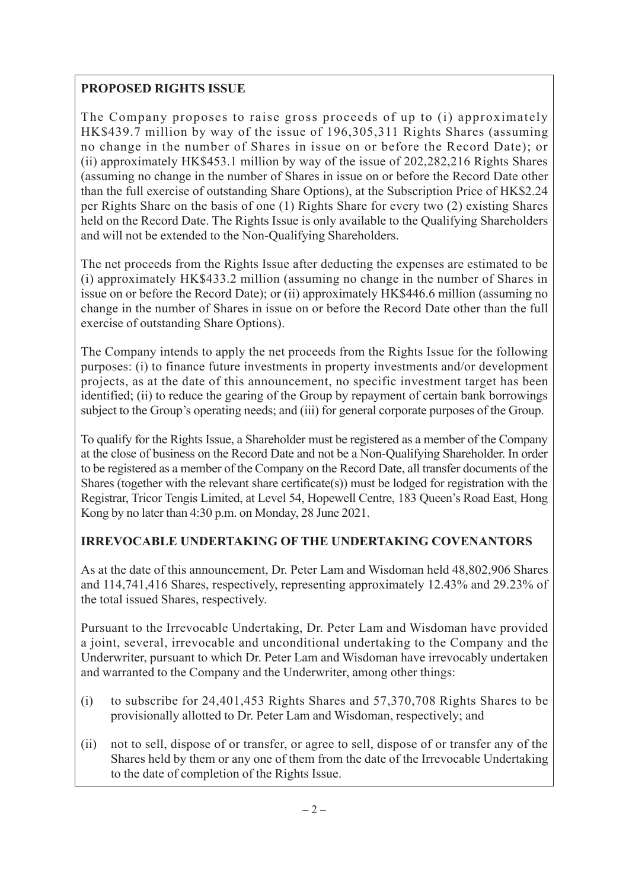**PROPOSED RIGHTS ISSUE**

The Company proposes to raise gross proceeds of up to (i) approximately HK$439.7 million by way of the issue of 196,305,311 Rights Shares (assuming no change in the number of Shares in issue on or before the Record Date); or (ii) approximately HK$453.1 million by way of the issue of 202,282,216 Rights Shares (assuming no change in the number of Shares in issue on or before the Record Date other than the full exercise of outstanding Share Options), at the Subscription Price of HK$2.24 per Rights Share on the basis of one (1) Rights Share for every two (2) existing Shares held on the Record Date. The Rights Issue is only available to the Qualifying Shareholders and will not be extended to the Non-Qualifying Shareholders.

The net proceeds from the Rights Issue after deducting the expenses are estimated to be (i) approximately HK$433.2 million (assuming no change in the number of Shares in issue on or before the Record Date); or (ii) approximately HK$446.6 million (assuming no change in the number of Shares in issue on or before the Record Date other than the full exercise of outstanding Share Options).

The Company intends to apply the net proceeds from the Rights Issue for the following purposes: (i) to finance future investments in property investments and/or development projects, as at the date of this announcement, no specific investment target has been identified; (ii) to reduce the gearing of the Group by repayment of certain bank borrowings subject to the Group's operating needs; and (iii) for general corporate purposes of the Group.

To qualify for the Rights Issue, a Shareholder must be registered as a member of the Company at the close of business on the Record Date and not be a Non-Qualifying Shareholder. In order to be registered as a member of the Company on the Record Date, all transfer documents of the Shares (together with the relevant share certificate(s)) must be lodged for registration with the Registrar, Tricor Tengis Limited, at Level 54, Hopewell Centre, 183 Queen's Road East, Hong Kong by no later than 4:30 p.m. on Monday, 28 June 2021.

**IRREVOCABLE UNDERTAKING OF THE UNDERTAKING COVENANTORS**

As at the date of this announcement, Dr. Peter Lam and Wisdoman held 48,802,906 Shares and 114,741,416 Shares, respectively, representing approximately 12.43% and 29.23% of the total issued Shares, respectively.

Pursuant to the Irrevocable Undertaking, Dr. Peter Lam and Wisdoman have provided a joint, several, irrevocable and unconditional undertaking to the Company and the Underwriter, pursuant to which Dr. Peter Lam and Wisdoman have irrevocably undertaken and warranted to the Company and the Underwriter, among other things:

(i) to subscribe for 24,401,453 Rights Shares and 57,370,708 Rights Shares to be provisionally allotted to Dr. Peter Lam and Wisdoman, respectively; and

(ii) not to sell, dispose of or transfer, or agree to sell, dispose of or transfer any of the Shares held by them or any one of them from the date of the Irrevocable Undertaking to the date of completion of the Rights Issue.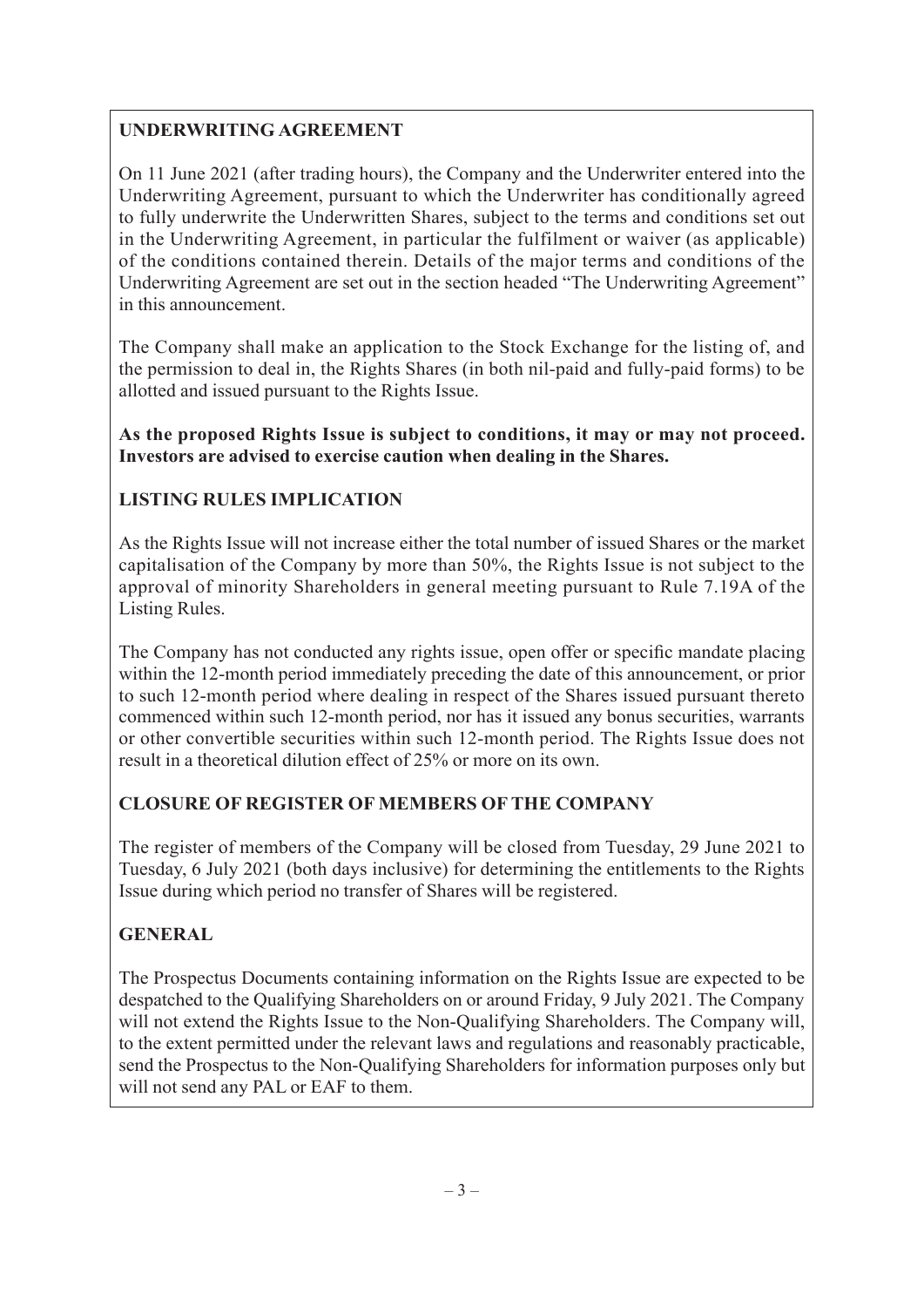## UNDERWRITING AGREEMENT

On 11 June 2021 (after trading hours), the Company and the Underwriter entered into the Underwriting Agreement, pursuant to which the Underwriter has conditionally agreed to fully underwrite the Underwritten Shares, subject to the terms and conditions set out in the Underwriting Agreement, in particular the fulfilment or waiver (as applicable) of the conditions contained therein. Details of the major terms and conditions of the Underwriting Agreement are set out in the section headed "The Underwriting Agreement" in this announcement.

The Company shall make an application to the Stock Exchange for the listing of, and the permission to deal in, the Rights Shares (in both nil-paid and fully-paid forms) to be allotted and issued pursuant to the Rights Issue.

**As the proposed Rights Issue is subject to conditions, it may or may not proceed. Investors are advised to exercise caution when dealing in the Shares.**

## LISTING RULES IMPLICATION

As the Rights Issue will not increase either the total number of issued Shares or the market capitalisation of the Company by more than 50%, the Rights Issue is not subject to the approval of minority Shareholders in general meeting pursuant to Rule 7.19A of the Listing Rules.

The Company has not conducted any rights issue, open offer or specific mandate placing within the 12-month period immediately preceding the date of this announcement, or prior to such 12-month period where dealing in respect of the Shares issued pursuant thereto commenced within such 12-month period, nor has it issued any bonus securities, warrants or other convertible securities within such 12-month period. The Rights Issue does not result in a theoretical dilution effect of 25% or more on its own.

## CLOSURE OF REGISTER OF MEMBERS OF THE COMPANY

The register of members of the Company will be closed from Tuesday, 29 June 2021 to Tuesday, 6 July 2021 (both days inclusive) for determining the entitlements to the Rights Issue during which period no transfer of Shares will be registered.

## GENERAL

The Prospectus Documents containing information on the Rights Issue are expected to be despatched to the Qualifying Shareholders on or around Friday, 9 July 2021. The Company will not extend the Rights Issue to the Non-Qualifying Shareholders. The Company will, to the extent permitted under the relevant laws and regulations and reasonably practicable, send the Prospectus to the Non-Qualifying Shareholders for information purposes only but will not send any PAL or EAF to them.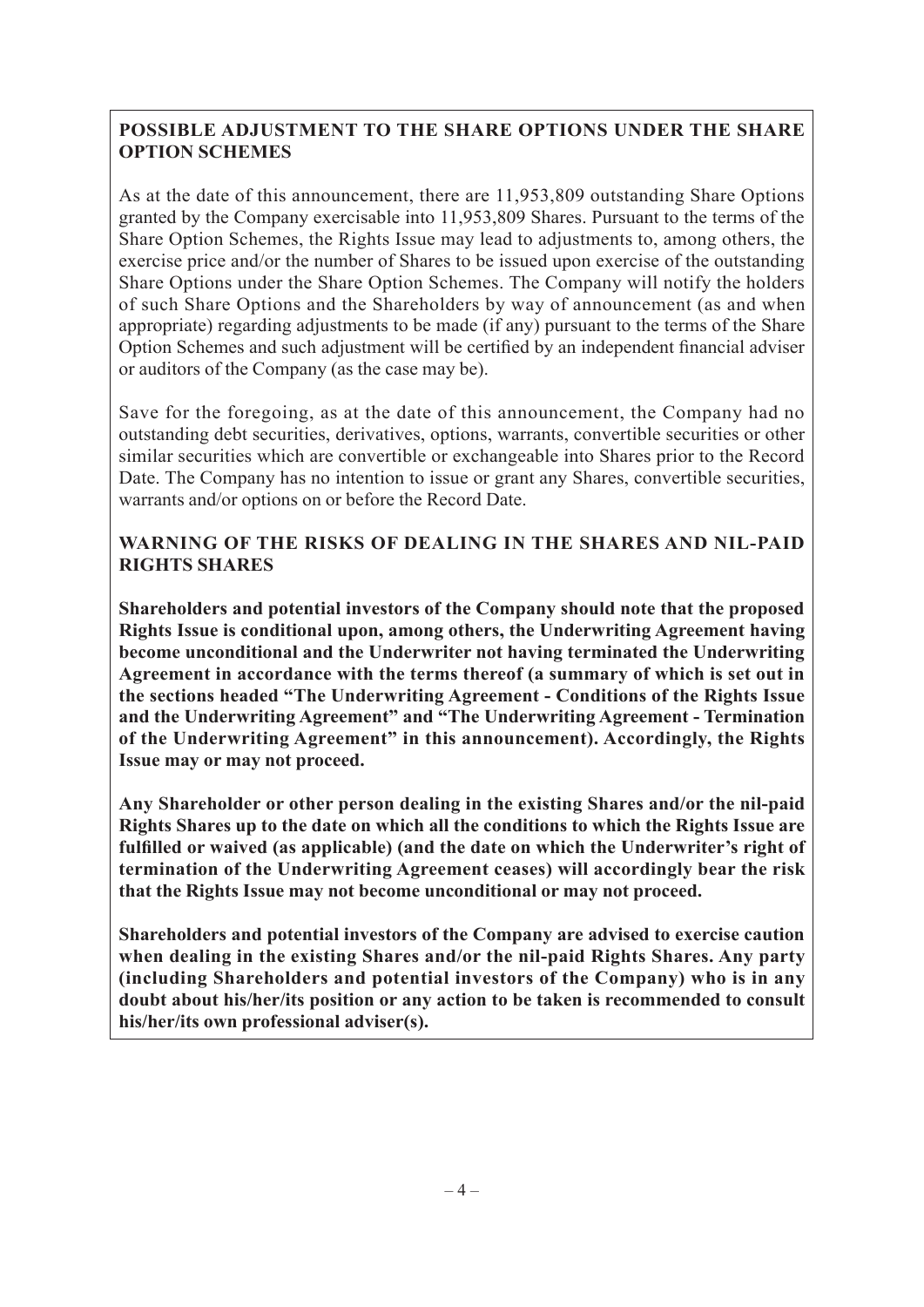## POSSIBLE ADJUSTMENT TO THE SHARE OPTIONS UNDER THE SHARE OPTION SCHEMES

As at the date of this announcement, there are 11,953,809 outstanding Share Options granted by the Company exercisable into 11,953,809 Shares. Pursuant to the terms of the Share Option Schemes, the Rights Issue may lead to adjustments to, among others, the exercise price and/or the number of Shares to be issued upon exercise of the outstanding Share Options under the Share Option Schemes. The Company will notify the holders of such Share Options and the Shareholders by way of announcement (as and when appropriate) regarding adjustments to be made (if any) pursuant to the terms of the Share Option Schemes and such adjustment will be certified by an independent financial adviser or auditors of the Company (as the case may be).

Save for the foregoing, as at the date of this announcement, the Company had no outstanding debt securities, derivatives, options, warrants, convertible securities or other similar securities which are convertible or exchangeable into Shares prior to the Record Date. The Company has no intention to issue or grant any Shares, convertible securities, warrants and/or options on or before the Record Date.

## WARNING OF THE RISKS OF DEALING IN THE SHARES AND NIL-PAID RIGHTS SHARES

**Shareholders and potential investors of the Company should note that the proposed Rights Issue is conditional upon, among others, the Underwriting Agreement having become unconditional and the Underwriter not having terminated the Underwriting Agreement in accordance with the terms thereof (a summary of which is set out in the sections headed "The Underwriting Agreement - Conditions of the Rights Issue and the Underwriting Agreement" and "The Underwriting Agreement - Termination of the Underwriting Agreement" in this announcement). Accordingly, the Rights Issue may or may not proceed.**

**Any Shareholder or other person dealing in the existing Shares and/or the nil-paid Rights Shares up to the date on which all the conditions to which the Rights Issue are fulfilled or waived (as applicable) (and the date on which the Underwriter's right of termination of the Underwriting Agreement ceases) will accordingly bear the risk that the Rights Issue may not become unconditional or may not proceed.**

**Shareholders and potential investors of the Company are advised to exercise caution when dealing in the existing Shares and/or the nil-paid Rights Shares. Any party (including Shareholders and potential investors of the Company) who is in any doubt about his/her/its position or any action to be taken is recommended to consult his/her/its own professional adviser(s).**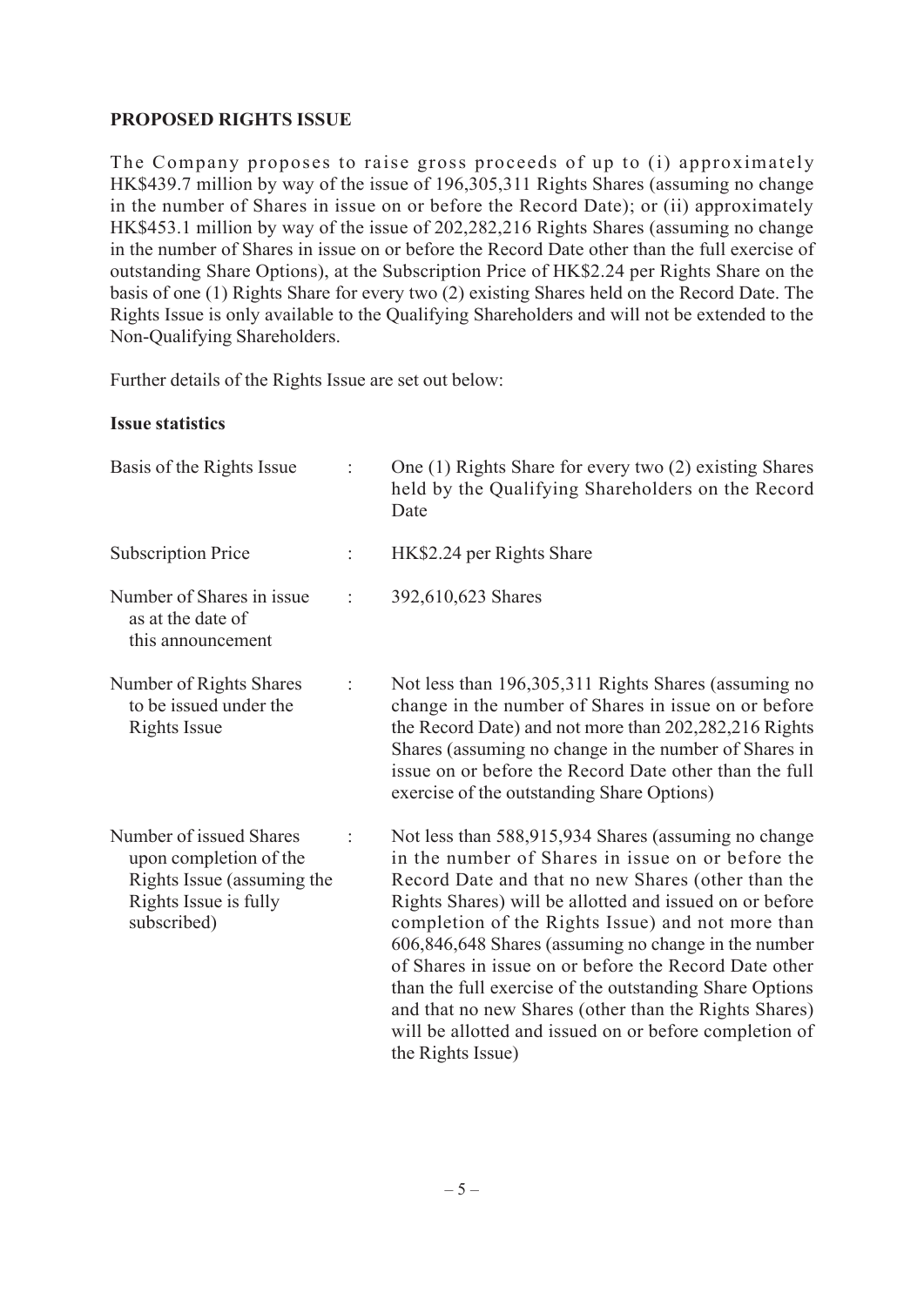**PROPOSED RIGHTS ISSUE**

The Company proposes to raise gross proceeds of up to (i) approximately HK$439.7 million by way of the issue of 196,305,311 Rights Shares (assuming no change in the number of Shares in issue on or before the Record Date); or (ii) approximately HK$453.1 million by way of the issue of 202,282,216 Rights Shares (assuming no change in the number of Shares in issue on or before the Record Date other than the full exercise of outstanding Share Options), at the Subscription Price of HK$2.24 per Rights Share on the basis of one (1) Rights Share for every two (2) existing Shares held on the Record Date. The Rights Issue is only available to the Qualifying Shareholders and will not be extended to the Non-Qualifying Shareholders.

Further details of the Rights Issue are set out below:

**Issue statistics**

| | | |
|---|---|---|
| Basis of the Rights Issue | : | One (1) Rights Share for every two (2) existing Shares held by the Qualifying Shareholders on the Record Date |
| Subscription Price | : | HK$2.24 per Rights Share |
| Number of Shares in issue as at the date of this announcement | : | 392,610,623 Shares |
| Number of Rights Shares to be issued under the Rights Issue | : | Not less than 196,305,311 Rights Shares (assuming no change in the number of Shares in issue on or before the Record Date) and not more than 202,282,216 Rights Shares (assuming no change in the number of Shares in issue on or before the Record Date other than the full exercise of the outstanding Share Options) |
| Number of issued Shares upon completion of the Rights Issue (assuming the Rights Issue is fully subscribed) | : | Not less than 588,915,934 Shares (assuming no change in the number of Shares in issue on or before the Record Date and that no new Shares (other than the Rights Shares) will be allotted and issued on or before completion of the Rights Issue) and not more than 606,846,648 Shares (assuming no change in the number of Shares in issue on or before the Record Date other than the full exercise of the outstanding Share Options and that no new Shares (other than the Rights Shares) will be allotted and issued on or before completion of the Rights Issue) |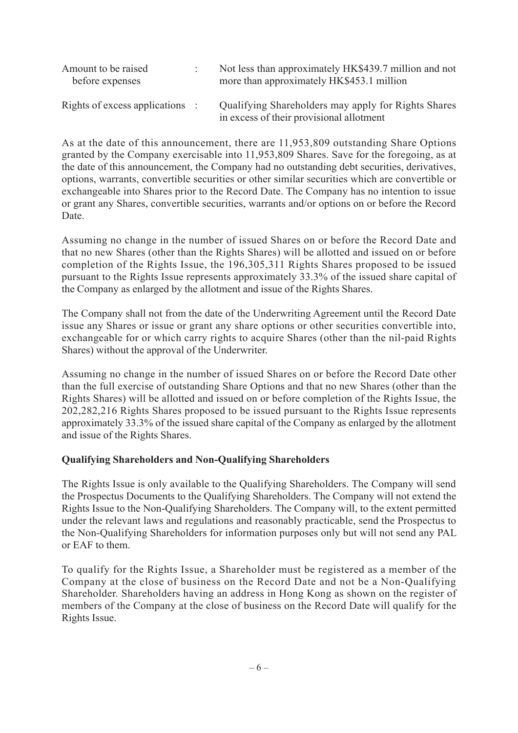| | | |
|---|---|---|
| Amount to be raised before expenses | : | Not less than approximately HK$439.7 million and not more than approximately HK$453.1 million |
| Rights of excess applications | : | Qualifying Shareholders may apply for Rights Shares in excess of their provisional allotment |

As at the date of this announcement, there are 11,953,809 outstanding Share Options granted by the Company exercisable into 11,953,809 Shares. Save for the foregoing, as at the date of this announcement, the Company had no outstanding debt securities, derivatives, options, warrants, convertible securities or other similar securities which are convertible or exchangeable into Shares prior to the Record Date. The Company has no intention to issue or grant any Shares, convertible securities, warrants and/or options on or before the Record Date.

Assuming no change in the number of issued Shares on or before the Record Date and that no new Shares (other than the Rights Shares) will be allotted and issued on or before completion of the Rights Issue, the 196,305,311 Rights Shares proposed to be issued pursuant to the Rights Issue represents approximately 33.3% of the issued share capital of the Company as enlarged by the allotment and issue of the Rights Shares.

The Company shall not from the date of the Underwriting Agreement until the Record Date issue any Shares or issue or grant any share options or other securities convertible into, exchangeable for or which carry rights to acquire Shares (other than the nil-paid Rights Shares) without the approval of the Underwriter.

Assuming no change in the number of issued Shares on or before the Record Date other than the full exercise of outstanding Share Options and that no new Shares (other than the Rights Shares) will be allotted and issued on or before completion of the Rights Issue, the 202,282,216 Rights Shares proposed to be issued pursuant to the Rights Issue represents approximately 33.3% of the issued share capital of the Company as enlarged by the allotment and issue of the Rights Shares.

**Qualifying Shareholders and Non-Qualifying Shareholders**

The Rights Issue is only available to the Qualifying Shareholders. The Company will send the Prospectus Documents to the Qualifying Shareholders. The Company will not extend the Rights Issue to the Non-Qualifying Shareholders. The Company will, to the extent permitted under the relevant laws and regulations and reasonably practicable, send the Prospectus to the Non-Qualifying Shareholders for information purposes only but will not send any PAL or EAF to them.

To qualify for the Rights Issue, a Shareholder must be registered as a member of the Company at the close of business on the Record Date and not be a Non-Qualifying Shareholder. Shareholders having an address in Hong Kong as shown on the register of members of the Company at the close of business on the Record Date will qualify for the Rights Issue.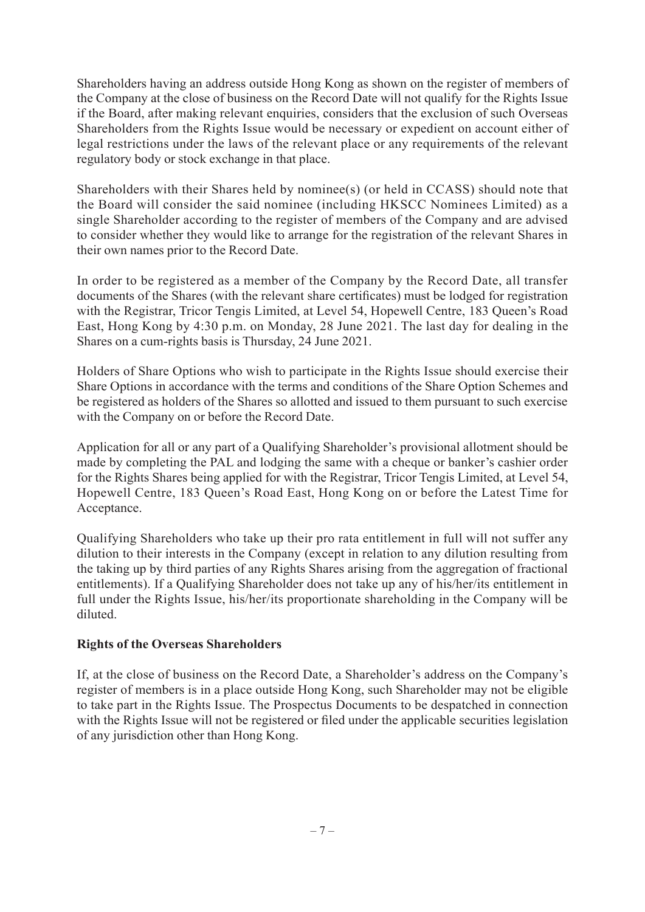Shareholders having an address outside Hong Kong as shown on the register of members of the Company at the close of business on the Record Date will not qualify for the Rights Issue if the Board, after making relevant enquiries, considers that the exclusion of such Overseas Shareholders from the Rights Issue would be necessary or expedient on account either of legal restrictions under the laws of the relevant place or any requirements of the relevant regulatory body or stock exchange in that place.

Shareholders with their Shares held by nominee(s) (or held in CCASS) should note that the Board will consider the said nominee (including HKSCC Nominees Limited) as a single Shareholder according to the register of members of the Company and are advised to consider whether they would like to arrange for the registration of the relevant Shares in their own names prior to the Record Date.

In order to be registered as a member of the Company by the Record Date, all transfer documents of the Shares (with the relevant share certificates) must be lodged for registration with the Registrar, Tricor Tengis Limited, at Level 54, Hopewell Centre, 183 Queen's Road East, Hong Kong by 4:30 p.m. on Monday, 28 June 2021. The last day for dealing in the Shares on a cum-rights basis is Thursday, 24 June 2021.

Holders of Share Options who wish to participate in the Rights Issue should exercise their Share Options in accordance with the terms and conditions of the Share Option Schemes and be registered as holders of the Shares so allotted and issued to them pursuant to such exercise with the Company on or before the Record Date.

Application for all or any part of a Qualifying Shareholder's provisional allotment should be made by completing the PAL and lodging the same with a cheque or banker's cashier order for the Rights Shares being applied for with the Registrar, Tricor Tengis Limited, at Level 54, Hopewell Centre, 183 Queen's Road East, Hong Kong on or before the Latest Time for Acceptance.

Qualifying Shareholders who take up their pro rata entitlement in full will not suffer any dilution to their interests in the Company (except in relation to any dilution resulting from the taking up by third parties of any Rights Shares arising from the aggregation of fractional entitlements). If a Qualifying Shareholder does not take up any of his/her/its entitlement in full under the Rights Issue, his/her/its proportionate shareholding in the Company will be diluted.

**Rights of the Overseas Shareholders**

If, at the close of business on the Record Date, a Shareholder's address on the Company's register of members is in a place outside Hong Kong, such Shareholder may not be eligible to take part in the Rights Issue. The Prospectus Documents to be despatched in connection with the Rights Issue will not be registered or filed under the applicable securities legislation of any jurisdiction other than Hong Kong.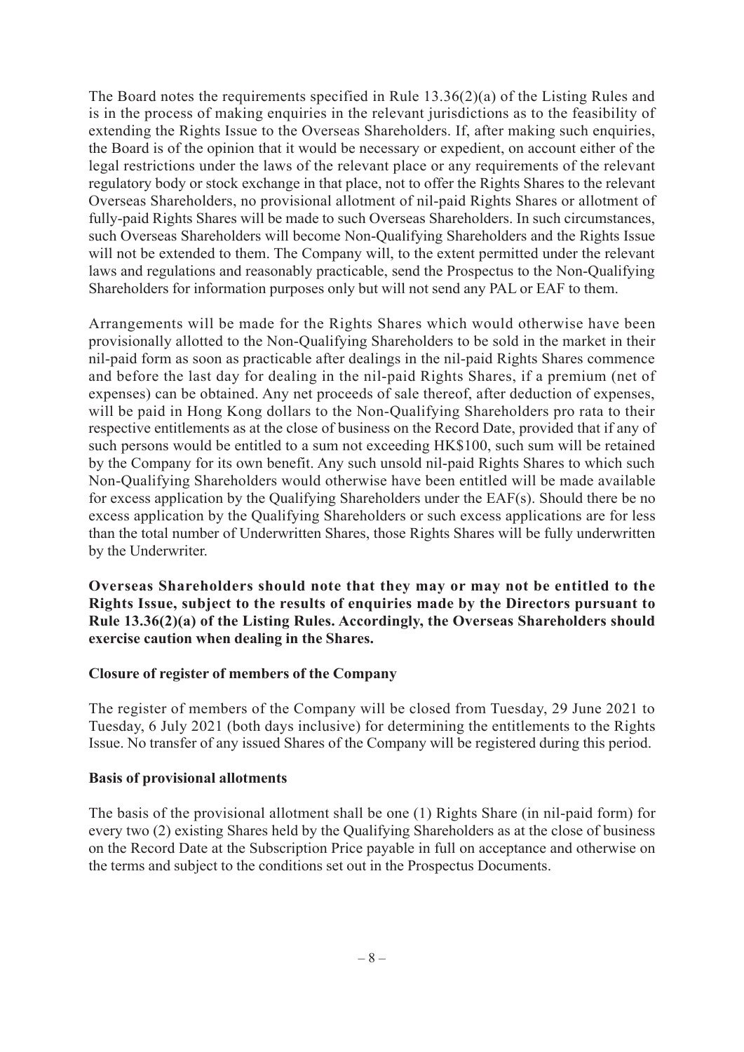The Board notes the requirements specified in Rule 13.36(2)(a) of the Listing Rules and is in the process of making enquiries in the relevant jurisdictions as to the feasibility of extending the Rights Issue to the Overseas Shareholders. If, after making such enquiries, the Board is of the opinion that it would be necessary or expedient, on account either of the legal restrictions under the laws of the relevant place or any requirements of the relevant regulatory body or stock exchange in that place, not to offer the Rights Shares to the relevant Overseas Shareholders, no provisional allotment of nil-paid Rights Shares or allotment of fully-paid Rights Shares will be made to such Overseas Shareholders. In such circumstances, such Overseas Shareholders will become Non-Qualifying Shareholders and the Rights Issue will not be extended to them. The Company will, to the extent permitted under the relevant laws and regulations and reasonably practicable, send the Prospectus to the Non-Qualifying Shareholders for information purposes only but will not send any PAL or EAF to them.

Arrangements will be made for the Rights Shares which would otherwise have been provisionally allotted to the Non-Qualifying Shareholders to be sold in the market in their nil-paid form as soon as practicable after dealings in the nil-paid Rights Shares commence and before the last day for dealing in the nil-paid Rights Shares, if a premium (net of expenses) can be obtained. Any net proceeds of sale thereof, after deduction of expenses, will be paid in Hong Kong dollars to the Non-Qualifying Shareholders pro rata to their respective entitlements as at the close of business on the Record Date, provided that if any of such persons would be entitled to a sum not exceeding HK$100, such sum will be retained by the Company for its own benefit. Any such unsold nil-paid Rights Shares to which such Non-Qualifying Shareholders would otherwise have been entitled will be made available for excess application by the Qualifying Shareholders under the EAF(s). Should there be no excess application by the Qualifying Shareholders or such excess applications are for less than the total number of Underwritten Shares, those Rights Shares will be fully underwritten by the Underwriter.

**Overseas Shareholders should note that they may or may not be entitled to the Rights Issue, subject to the results of enquiries made by the Directors pursuant to Rule 13.36(2)(a) of the Listing Rules. Accordingly, the Overseas Shareholders should exercise caution when dealing in the Shares.**

**Closure of register of members of the Company**

The register of members of the Company will be closed from Tuesday, 29 June 2021 to Tuesday, 6 July 2021 (both days inclusive) for determining the entitlements to the Rights Issue. No transfer of any issued Shares of the Company will be registered during this period.

**Basis of provisional allotments**

The basis of the provisional allotment shall be one (1) Rights Share (in nil-paid form) for every two (2) existing Shares held by the Qualifying Shareholders as at the close of business on the Record Date at the Subscription Price payable in full on acceptance and otherwise on the terms and subject to the conditions set out in the Prospectus Documents.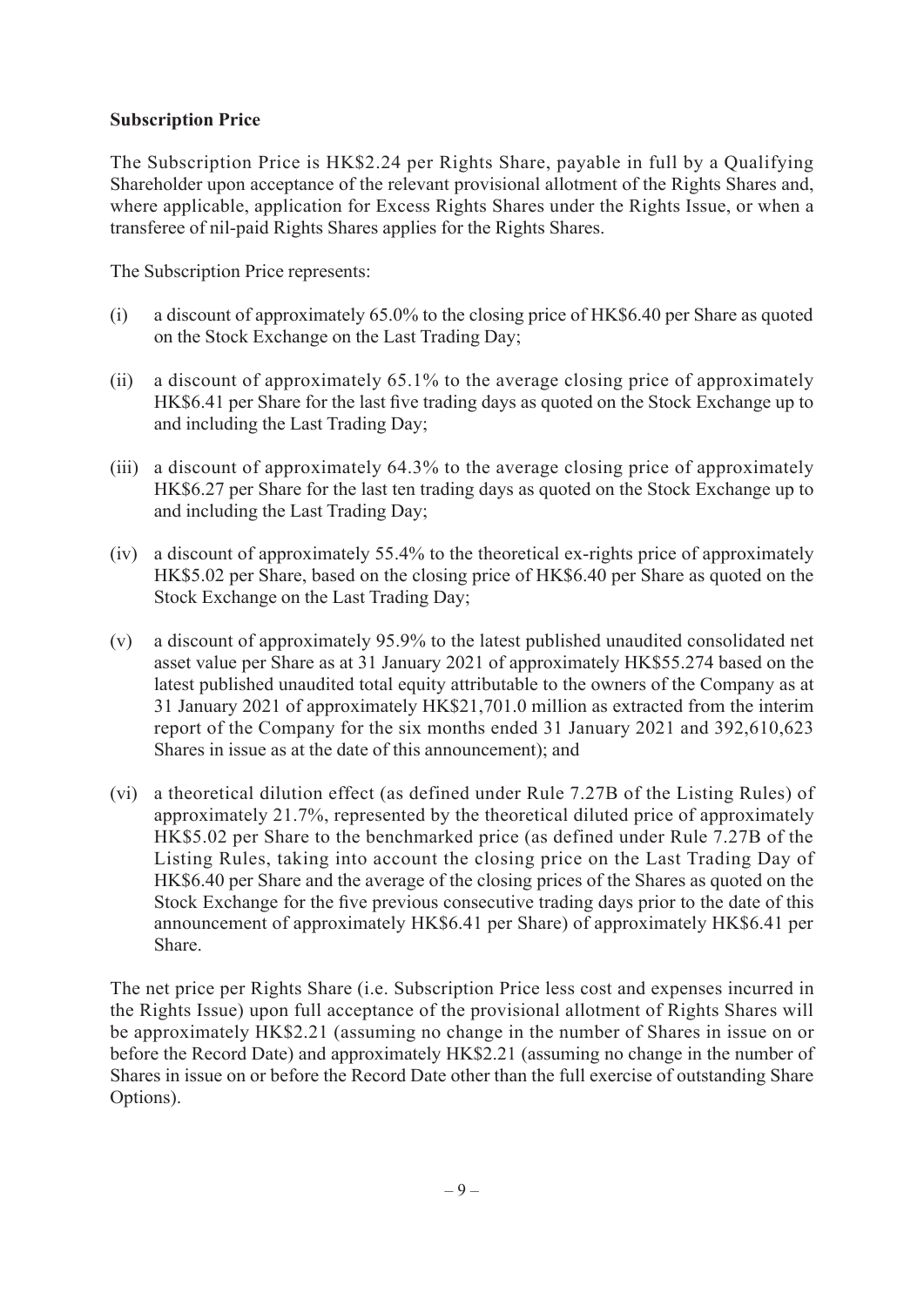**Subscription Price**

The Subscription Price is HK$2.24 per Rights Share, payable in full by a Qualifying Shareholder upon acceptance of the relevant provisional allotment of the Rights Shares and, where applicable, application for Excess Rights Shares under the Rights Issue, or when a transferee of nil-paid Rights Shares applies for the Rights Shares.

The Subscription Price represents:

(i) a discount of approximately 65.0% to the closing price of HK$6.40 per Share as quoted on the Stock Exchange on the Last Trading Day;

(ii) a discount of approximately 65.1% to the average closing price of approximately HK$6.41 per Share for the last five trading days as quoted on the Stock Exchange up to and including the Last Trading Day;

(iii) a discount of approximately 64.3% to the average closing price of approximately HK$6.27 per Share for the last ten trading days as quoted on the Stock Exchange up to and including the Last Trading Day;

(iv) a discount of approximately 55.4% to the theoretical ex-rights price of approximately HK$5.02 per Share, based on the closing price of HK$6.40 per Share as quoted on the Stock Exchange on the Last Trading Day;

(v) a discount of approximately 95.9% to the latest published unaudited consolidated net asset value per Share as at 31 January 2021 of approximately HK$55.274 based on the latest published unaudited total equity attributable to the owners of the Company as at 31 January 2021 of approximately HK$21,701.0 million as extracted from the interim report of the Company for the six months ended 31 January 2021 and 392,610,623 Shares in issue as at the date of this announcement); and

(vi) a theoretical dilution effect (as defined under Rule 7.27B of the Listing Rules) of approximately 21.7%, represented by the theoretical diluted price of approximately HK$5.02 per Share to the benchmarked price (as defined under Rule 7.27B of the Listing Rules, taking into account the closing price on the Last Trading Day of HK$6.40 per Share and the average of the closing prices of the Shares as quoted on the Stock Exchange for the five previous consecutive trading days prior to the date of this announcement of approximately HK$6.41 per Share) of approximately HK$6.41 per Share.

The net price per Rights Share (i.e. Subscription Price less cost and expenses incurred in the Rights Issue) upon full acceptance of the provisional allotment of Rights Shares will be approximately HK$2.21 (assuming no change in the number of Shares in issue on or before the Record Date) and approximately HK$2.21 (assuming no change in the number of Shares in issue on or before the Record Date other than the full exercise of outstanding Share Options).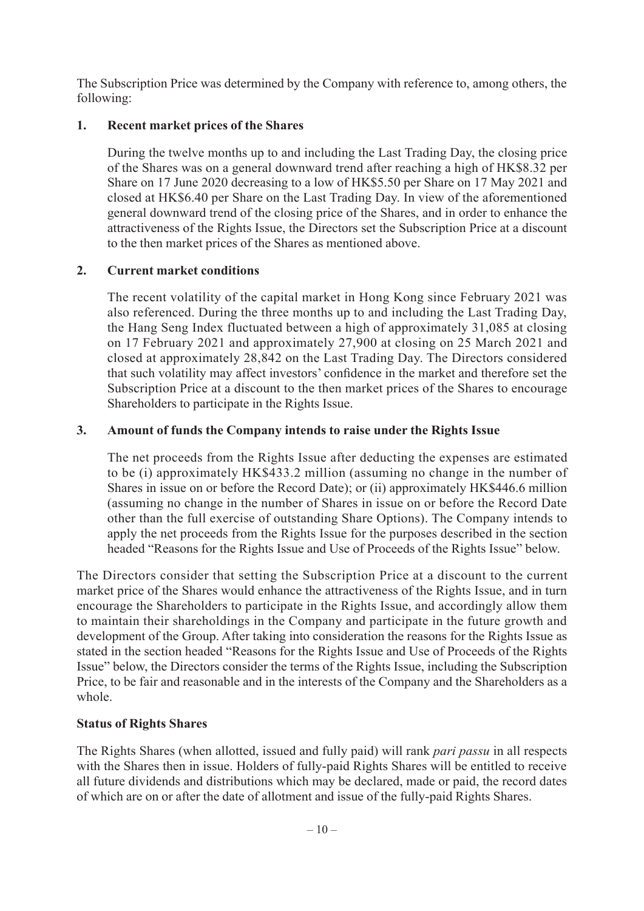The Subscription Price was determined by the Company with reference to, among others, the following:

1. **Recent market prices of the Shares**

   During the twelve months up to and including the Last Trading Day, the closing price of the Shares was on a general downward trend after reaching a high of HK$8.32 per Share on 17 June 2020 decreasing to a low of HK$5.50 per Share on 17 May 2021 and closed at HK$6.40 per Share on the Last Trading Day. In view of the aforementioned general downward trend of the closing price of the Shares, and in order to enhance the attractiveness of the Rights Issue, the Directors set the Subscription Price at a discount to the then market prices of the Shares as mentioned above.

2. **Current market conditions**

   The recent volatility of the capital market in Hong Kong since February 2021 was also referenced. During the three months up to and including the Last Trading Day, the Hang Seng Index fluctuated between a high of approximately 31,085 at closing on 17 February 2021 and approximately 27,900 at closing on 25 March 2021 and closed at approximately 28,842 on the Last Trading Day. The Directors considered that such volatility may affect investors' confidence in the market and therefore set the Subscription Price at a discount to the then market prices of the Shares to encourage Shareholders to participate in the Rights Issue.

3. **Amount of funds the Company intends to raise under the Rights Issue**

   The net proceeds from the Rights Issue after deducting the expenses are estimated to be (i) approximately HK$433.2 million (assuming no change in the number of Shares in issue on or before the Record Date); or (ii) approximately HK$446.6 million (assuming no change in the number of Shares in issue on or before the Record Date other than the full exercise of outstanding Share Options). The Company intends to apply the net proceeds from the Rights Issue for the purposes described in the section headed "Reasons for the Rights Issue and Use of Proceeds of the Rights Issue" below.

The Directors consider that setting the Subscription Price at a discount to the current market price of the Shares would enhance the attractiveness of the Rights Issue, and in turn encourage the Shareholders to participate in the Rights Issue, and accordingly allow them to maintain their shareholdings in the Company and participate in the future growth and development of the Group. After taking into consideration the reasons for the Rights Issue as stated in the section headed "Reasons for the Rights Issue and Use of Proceeds of the Rights Issue" below, the Directors consider the terms of the Rights Issue, including the Subscription Price, to be fair and reasonable and in the interests of the Company and the Shareholders as a whole.

**Status of Rights Shares**

The Rights Shares (when allotted, issued and fully paid) will rank *pari passu* in all respects with the Shares then in issue. Holders of fully-paid Rights Shares will be entitled to receive all future dividends and distributions which may be declared, made or paid, the record dates of which are on or after the date of allotment and issue of the fully-paid Rights Shares.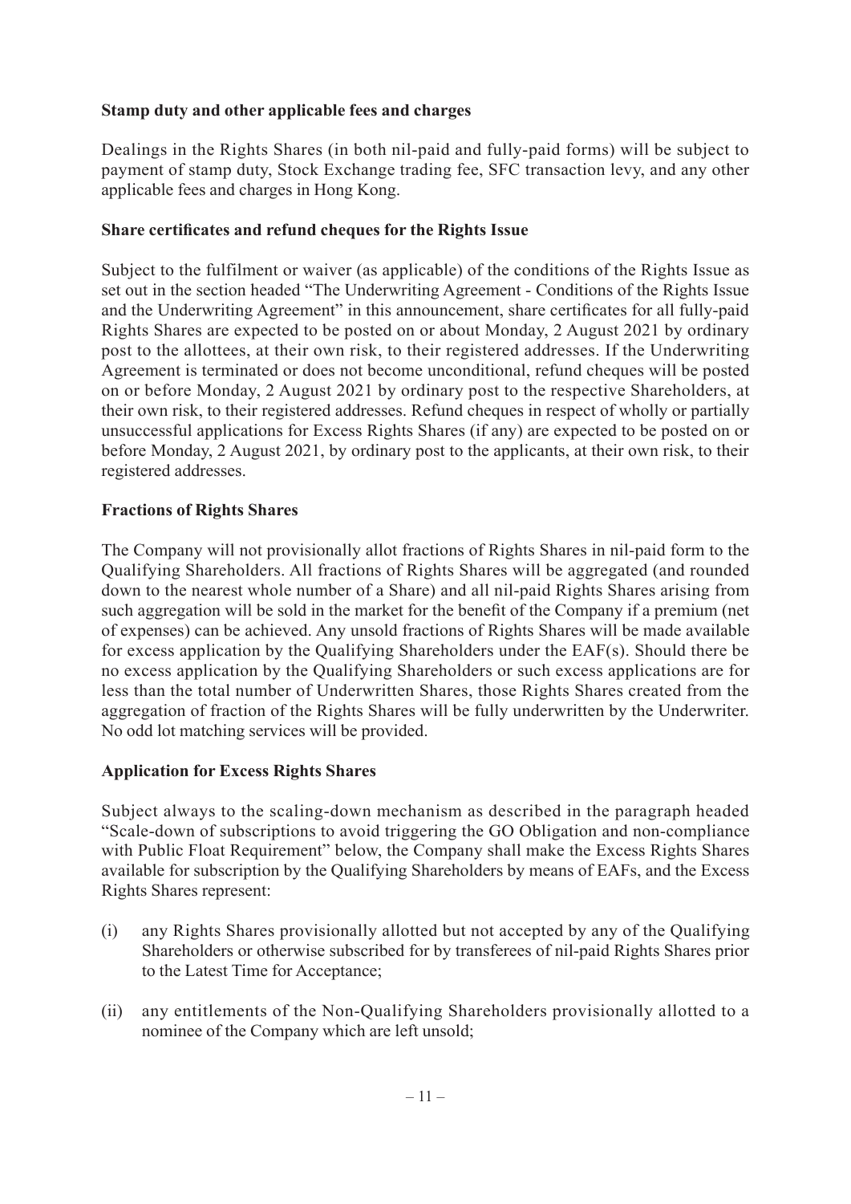**Stamp duty and other applicable fees and charges**

Dealings in the Rights Shares (in both nil-paid and fully-paid forms) will be subject to payment of stamp duty, Stock Exchange trading fee, SFC transaction levy, and any other applicable fees and charges in Hong Kong.

**Share certificates and refund cheques for the Rights Issue**

Subject to the fulfilment or waiver (as applicable) of the conditions of the Rights Issue as set out in the section headed "The Underwriting Agreement - Conditions of the Rights Issue and the Underwriting Agreement" in this announcement, share certificates for all fully-paid Rights Shares are expected to be posted on or about Monday, 2 August 2021 by ordinary post to the allottees, at their own risk, to their registered addresses. If the Underwriting Agreement is terminated or does not become unconditional, refund cheques will be posted on or before Monday, 2 August 2021 by ordinary post to the respective Shareholders, at their own risk, to their registered addresses. Refund cheques in respect of wholly or partially unsuccessful applications for Excess Rights Shares (if any) are expected to be posted on or before Monday, 2 August 2021, by ordinary post to the applicants, at their own risk, to their registered addresses.

**Fractions of Rights Shares**

The Company will not provisionally allot fractions of Rights Shares in nil-paid form to the Qualifying Shareholders. All fractions of Rights Shares will be aggregated (and rounded down to the nearest whole number of a Share) and all nil-paid Rights Shares arising from such aggregation will be sold in the market for the benefit of the Company if a premium (net of expenses) can be achieved. Any unsold fractions of Rights Shares will be made available for excess application by the Qualifying Shareholders under the EAF(s). Should there be no excess application by the Qualifying Shareholders or such excess applications are for less than the total number of Underwritten Shares, those Rights Shares created from the aggregation of fraction of the Rights Shares will be fully underwritten by the Underwriter. No odd lot matching services will be provided.

**Application for Excess Rights Shares**

Subject always to the scaling-down mechanism as described in the paragraph headed "Scale-down of subscriptions to avoid triggering the GO Obligation and non-compliance with Public Float Requirement" below, the Company shall make the Excess Rights Shares available for subscription by the Qualifying Shareholders by means of EAFs, and the Excess Rights Shares represent:

(i) any Rights Shares provisionally allotted but not accepted by any of the Qualifying Shareholders or otherwise subscribed for by transferees of nil-paid Rights Shares prior to the Latest Time for Acceptance;

(ii) any entitlements of the Non-Qualifying Shareholders provisionally allotted to a nominee of the Company which are left unsold;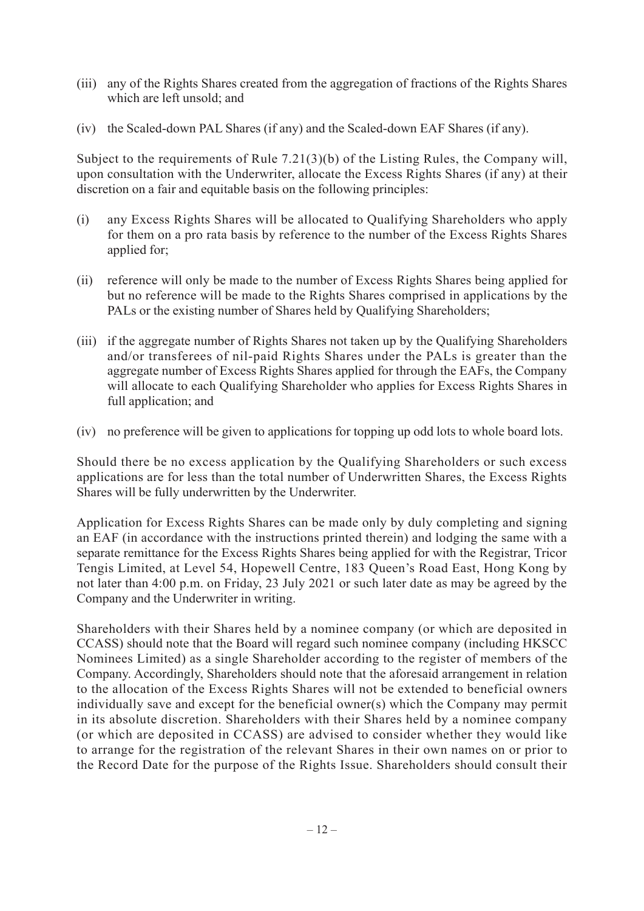(iii) any of the Rights Shares created from the aggregation of fractions of the Rights Shares which are left unsold; and

(iv) the Scaled-down PAL Shares (if any) and the Scaled-down EAF Shares (if any).

Subject to the requirements of Rule 7.21(3)(b) of the Listing Rules, the Company will, upon consultation with the Underwriter, allocate the Excess Rights Shares (if any) at their discretion on a fair and equitable basis on the following principles:

(i) any Excess Rights Shares will be allocated to Qualifying Shareholders who apply for them on a pro rata basis by reference to the number of the Excess Rights Shares applied for;

(ii) reference will only be made to the number of Excess Rights Shares being applied for but no reference will be made to the Rights Shares comprised in applications by the PALs or the existing number of Shares held by Qualifying Shareholders;

(iii) if the aggregate number of Rights Shares not taken up by the Qualifying Shareholders and/or transferees of nil-paid Rights Shares under the PALs is greater than the aggregate number of Excess Rights Shares applied for through the EAFs, the Company will allocate to each Qualifying Shareholder who applies for Excess Rights Shares in full application; and

(iv) no preference will be given to applications for topping up odd lots to whole board lots.

Should there be no excess application by the Qualifying Shareholders or such excess applications are for less than the total number of Underwritten Shares, the Excess Rights Shares will be fully underwritten by the Underwriter.

Application for Excess Rights Shares can be made only by duly completing and signing an EAF (in accordance with the instructions printed therein) and lodging the same with a separate remittance for the Excess Rights Shares being applied for with the Registrar, Tricor Tengis Limited, at Level 54, Hopewell Centre, 183 Queen's Road East, Hong Kong by not later than 4:00 p.m. on Friday, 23 July 2021 or such later date as may be agreed by the Company and the Underwriter in writing.

Shareholders with their Shares held by a nominee company (or which are deposited in CCASS) should note that the Board will regard such nominee company (including HKSCC Nominees Limited) as a single Shareholder according to the register of members of the Company. Accordingly, Shareholders should note that the aforesaid arrangement in relation to the allocation of the Excess Rights Shares will not be extended to beneficial owners individually save and except for the beneficial owner(s) which the Company may permit in its absolute discretion. Shareholders with their Shares held by a nominee company (or which are deposited in CCASS) are advised to consider whether they would like to arrange for the registration of the relevant Shares in their own names on or prior to the Record Date for the purpose of the Rights Issue. Shareholders should consult their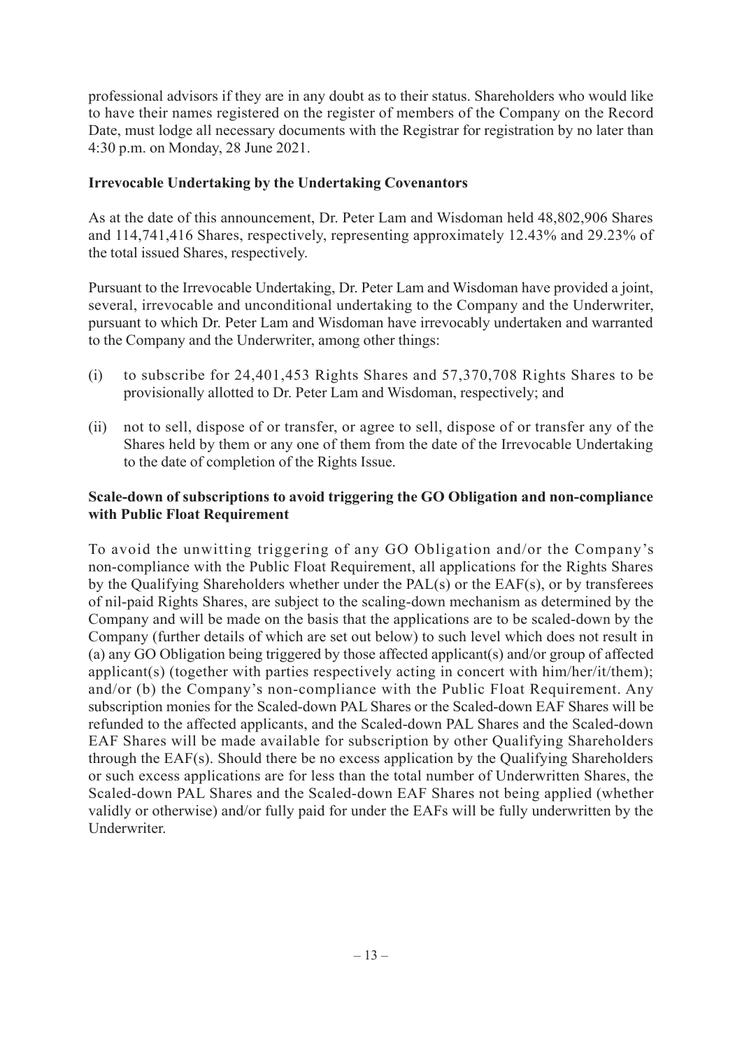professional advisors if they are in any doubt as to their status. Shareholders who would like to have their names registered on the register of members of the Company on the Record Date, must lodge all necessary documents with the Registrar for registration by no later than 4:30 p.m. on Monday, 28 June 2021.

**Irrevocable Undertaking by the Undertaking Covenantors**

As at the date of this announcement, Dr. Peter Lam and Wisdoman held 48,802,906 Shares and 114,741,416 Shares, respectively, representing approximately 12.43% and 29.23% of the total issued Shares, respectively.

Pursuant to the Irrevocable Undertaking, Dr. Peter Lam and Wisdoman have provided a joint, several, irrevocable and unconditional undertaking to the Company and the Underwriter, pursuant to which Dr. Peter Lam and Wisdoman have irrevocably undertaken and warranted to the Company and the Underwriter, among other things:

(i) to subscribe for 24,401,453 Rights Shares and 57,370,708 Rights Shares to be provisionally allotted to Dr. Peter Lam and Wisdoman, respectively; and

(ii) not to sell, dispose of or transfer, or agree to sell, dispose of or transfer any of the Shares held by them or any one of them from the date of the Irrevocable Undertaking to the date of completion of the Rights Issue.

**Scale-down of subscriptions to avoid triggering the GO Obligation and non-compliance with Public Float Requirement**

To avoid the unwitting triggering of any GO Obligation and/or the Company's non-compliance with the Public Float Requirement, all applications for the Rights Shares by the Qualifying Shareholders whether under the PAL(s) or the EAF(s), or by transferees of nil-paid Rights Shares, are subject to the scaling-down mechanism as determined by the Company and will be made on the basis that the applications are to be scaled-down by the Company (further details of which are set out below) to such level which does not result in (a) any GO Obligation being triggered by those affected applicant(s) and/or group of affected applicant(s) (together with parties respectively acting in concert with him/her/it/them); and/or (b) the Company's non-compliance with the Public Float Requirement. Any subscription monies for the Scaled-down PAL Shares or the Scaled-down EAF Shares will be refunded to the affected applicants, and the Scaled-down PAL Shares and the Scaled-down EAF Shares will be made available for subscription by other Qualifying Shareholders through the EAF(s). Should there be no excess application by the Qualifying Shareholders or such excess applications are for less than the total number of Underwritten Shares, the Scaled-down PAL Shares and the Scaled-down EAF Shares not being applied (whether validly or otherwise) and/or fully paid for under the EAFs will be fully underwritten by the Underwriter.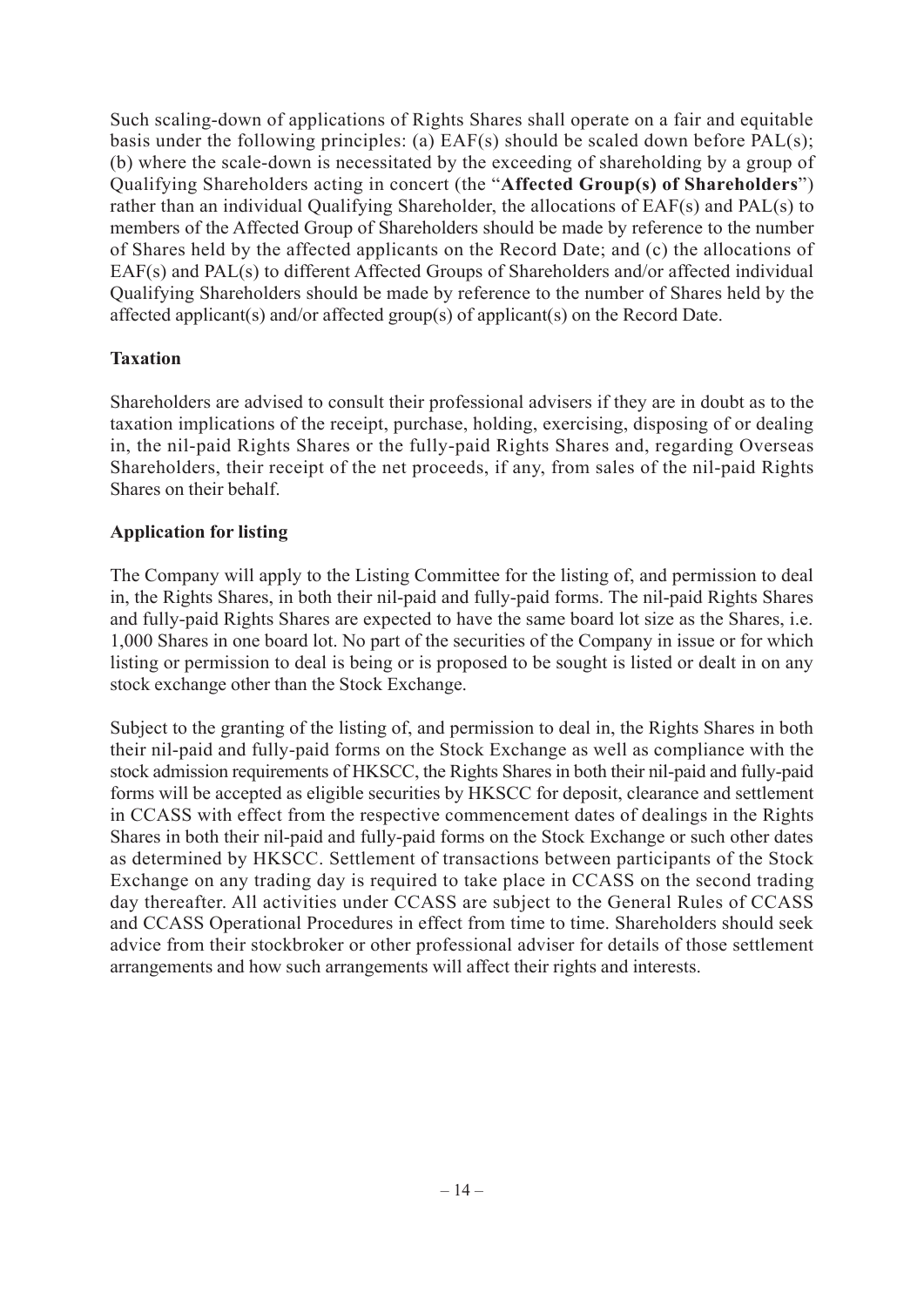Such scaling-down of applications of Rights Shares shall operate on a fair and equitable basis under the following principles: (a) EAF(s) should be scaled down before PAL(s); (b) where the scale-down is necessitated by the exceeding of shareholding by a group of Qualifying Shareholders acting in concert (the "**Affected Group(s) of Shareholders**") rather than an individual Qualifying Shareholder, the allocations of EAF(s) and PAL(s) to members of the Affected Group of Shareholders should be made by reference to the number of Shares held by the affected applicants on the Record Date; and (c) the allocations of EAF(s) and PAL(s) to different Affected Groups of Shareholders and/or affected individual Qualifying Shareholders should be made by reference to the number of Shares held by the affected applicant(s) and/or affected group(s) of applicant(s) on the Record Date.

**Taxation**

Shareholders are advised to consult their professional advisers if they are in doubt as to the taxation implications of the receipt, purchase, holding, exercising, disposing of or dealing in, the nil-paid Rights Shares or the fully-paid Rights Shares and, regarding Overseas Shareholders, their receipt of the net proceeds, if any, from sales of the nil-paid Rights Shares on their behalf.

**Application for listing**

The Company will apply to the Listing Committee for the listing of, and permission to deal in, the Rights Shares, in both their nil-paid and fully-paid forms. The nil-paid Rights Shares and fully-paid Rights Shares are expected to have the same board lot size as the Shares, i.e. 1,000 Shares in one board lot. No part of the securities of the Company in issue or for which listing or permission to deal is being or is proposed to be sought is listed or dealt in on any stock exchange other than the Stock Exchange.

Subject to the granting of the listing of, and permission to deal in, the Rights Shares in both their nil-paid and fully-paid forms on the Stock Exchange as well as compliance with the stock admission requirements of HKSCC, the Rights Shares in both their nil-paid and fully-paid forms will be accepted as eligible securities by HKSCC for deposit, clearance and settlement in CCASS with effect from the respective commencement dates of dealings in the Rights Shares in both their nil-paid and fully-paid forms on the Stock Exchange or such other dates as determined by HKSCC. Settlement of transactions between participants of the Stock Exchange on any trading day is required to take place in CCASS on the second trading day thereafter. All activities under CCASS are subject to the General Rules of CCASS and CCASS Operational Procedures in effect from time to time. Shareholders should seek advice from their stockbroker or other professional adviser for details of those settlement arrangements and how such arrangements will affect their rights and interests.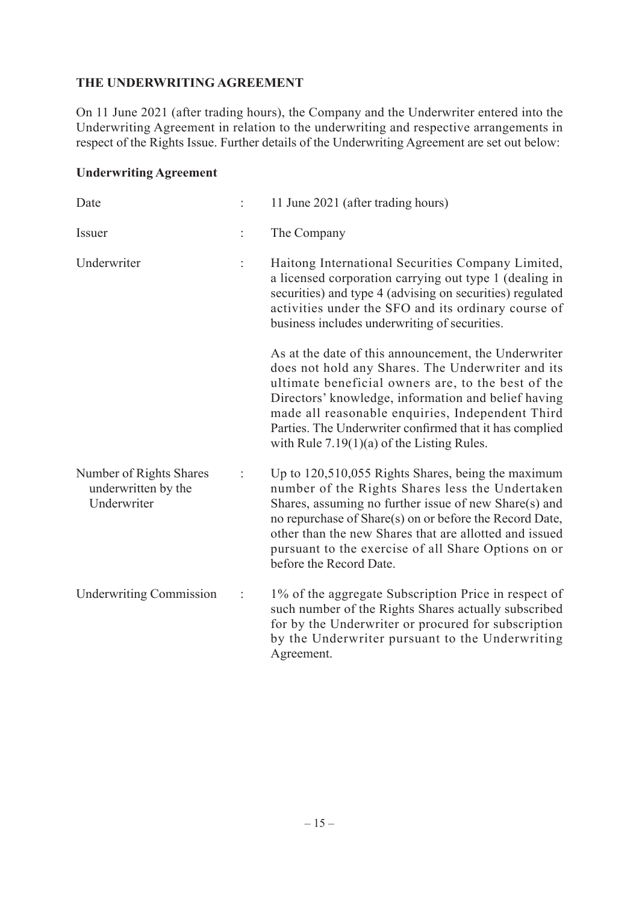**THE UNDERWRITING AGREEMENT**

On 11 June 2021 (after trading hours), the Company and the Underwriter entered into the Underwriting Agreement in relation to the underwriting and respective arrangements in respect of the Rights Issue. Further details of the Underwriting Agreement are set out below:

**Underwriting Agreement**

| | | |
|---|---|---|
| Date | : | 11 June 2021 (after trading hours) |
| Issuer | : | The Company |
| Underwriter | : | Haitong International Securities Company Limited, a licensed corporation carrying out type 1 (dealing in securities) and type 4 (advising on securities) regulated activities under the SFO and its ordinary course of business includes underwriting of securities.<br><br>As at the date of this announcement, the Underwriter does not hold any Shares. The Underwriter and its ultimate beneficial owners are, to the best of the Directors' knowledge, information and belief having made all reasonable enquiries, Independent Third Parties. The Underwriter confirmed that it has complied with Rule 7.19(1)(a) of the Listing Rules. |
| Number of Rights Shares underwritten by the Underwriter | : | Up to 120,510,055 Rights Shares, being the maximum number of the Rights Shares less the Undertaken Shares, assuming no further issue of new Share(s) and no repurchase of Share(s) on or before the Record Date, other than the new Shares that are allotted and issued pursuant to the exercise of all Share Options on or before the Record Date. |
| Underwriting Commission | : | 1% of the aggregate Subscription Price in respect of such number of the Rights Shares actually subscribed for by the Underwriter or procured for subscription by the Underwriter pursuant to the Underwriting Agreement. |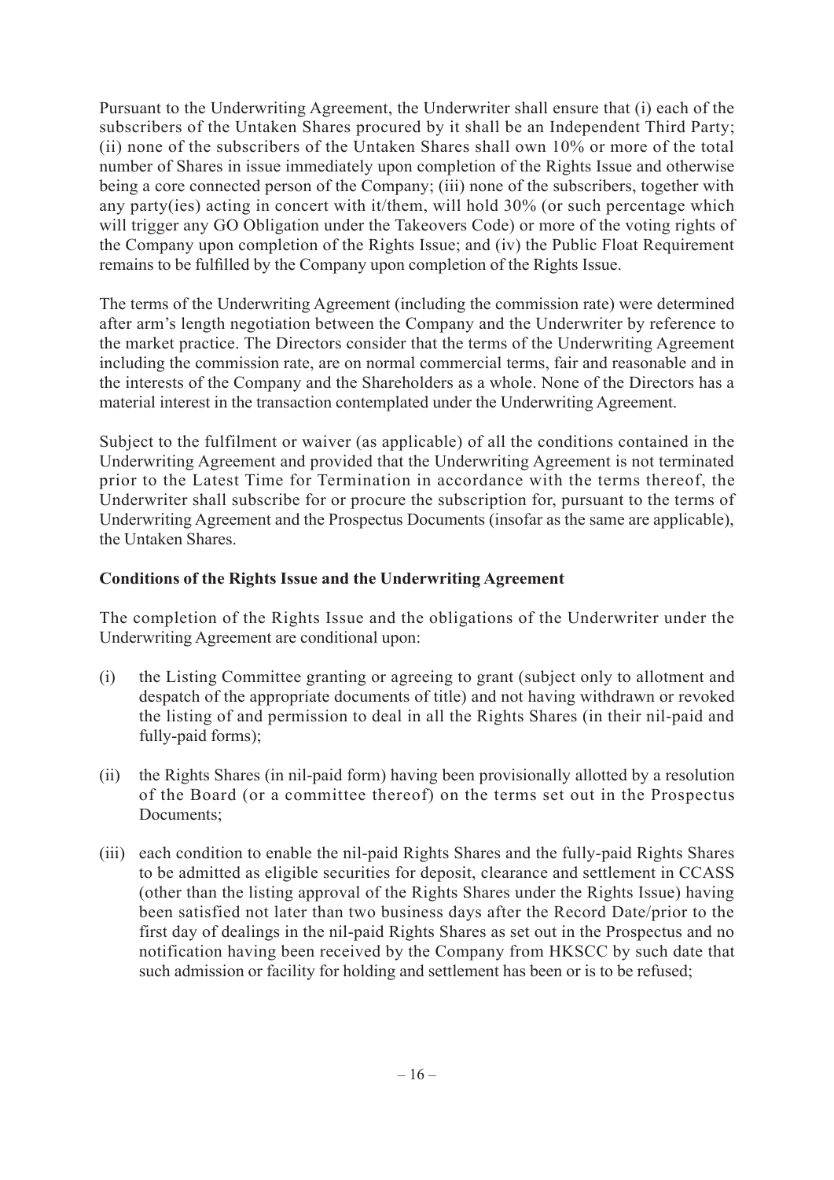Pursuant to the Underwriting Agreement, the Underwriter shall ensure that (i) each of the subscribers of the Untaken Shares procured by it shall be an Independent Third Party; (ii) none of the subscribers of the Untaken Shares shall own 10% or more of the total number of Shares in issue immediately upon completion of the Rights Issue and otherwise being a core connected person of the Company; (iii) none of the subscribers, together with any party(ies) acting in concert with it/them, will hold 30% (or such percentage which will trigger any GO Obligation under the Takeovers Code) or more of the voting rights of the Company upon completion of the Rights Issue; and (iv) the Public Float Requirement remains to be fulfilled by the Company upon completion of the Rights Issue.

The terms of the Underwriting Agreement (including the commission rate) were determined after arm's length negotiation between the Company and the Underwriter by reference to the market practice. The Directors consider that the terms of the Underwriting Agreement including the commission rate, are on normal commercial terms, fair and reasonable and in the interests of the Company and the Shareholders as a whole. None of the Directors has a material interest in the transaction contemplated under the Underwriting Agreement.

Subject to the fulfilment or waiver (as applicable) of all the conditions contained in the Underwriting Agreement and provided that the Underwriting Agreement is not terminated prior to the Latest Time for Termination in accordance with the terms thereof, the Underwriter shall subscribe for or procure the subscription for, pursuant to the terms of Underwriting Agreement and the Prospectus Documents (insofar as the same are applicable), the Untaken Shares.

**Conditions of the Rights Issue and the Underwriting Agreement**

The completion of the Rights Issue and the obligations of the Underwriter under the Underwriting Agreement are conditional upon:

(i) the Listing Committee granting or agreeing to grant (subject only to allotment and despatch of the appropriate documents of title) and not having withdrawn or revoked the listing of and permission to deal in all the Rights Shares (in their nil-paid and fully-paid forms);

(ii) the Rights Shares (in nil-paid form) having been provisionally allotted by a resolution of the Board (or a committee thereof) on the terms set out in the Prospectus Documents;

(iii) each condition to enable the nil-paid Rights Shares and the fully-paid Rights Shares to be admitted as eligible securities for deposit, clearance and settlement in CCASS (other than the listing approval of the Rights Shares under the Rights Issue) having been satisfied not later than two business days after the Record Date/prior to the first day of dealings in the nil-paid Rights Shares as set out in the Prospectus and no notification having been received by the Company from HKSCC by such date that such admission or facility for holding and settlement has been or is to be refused;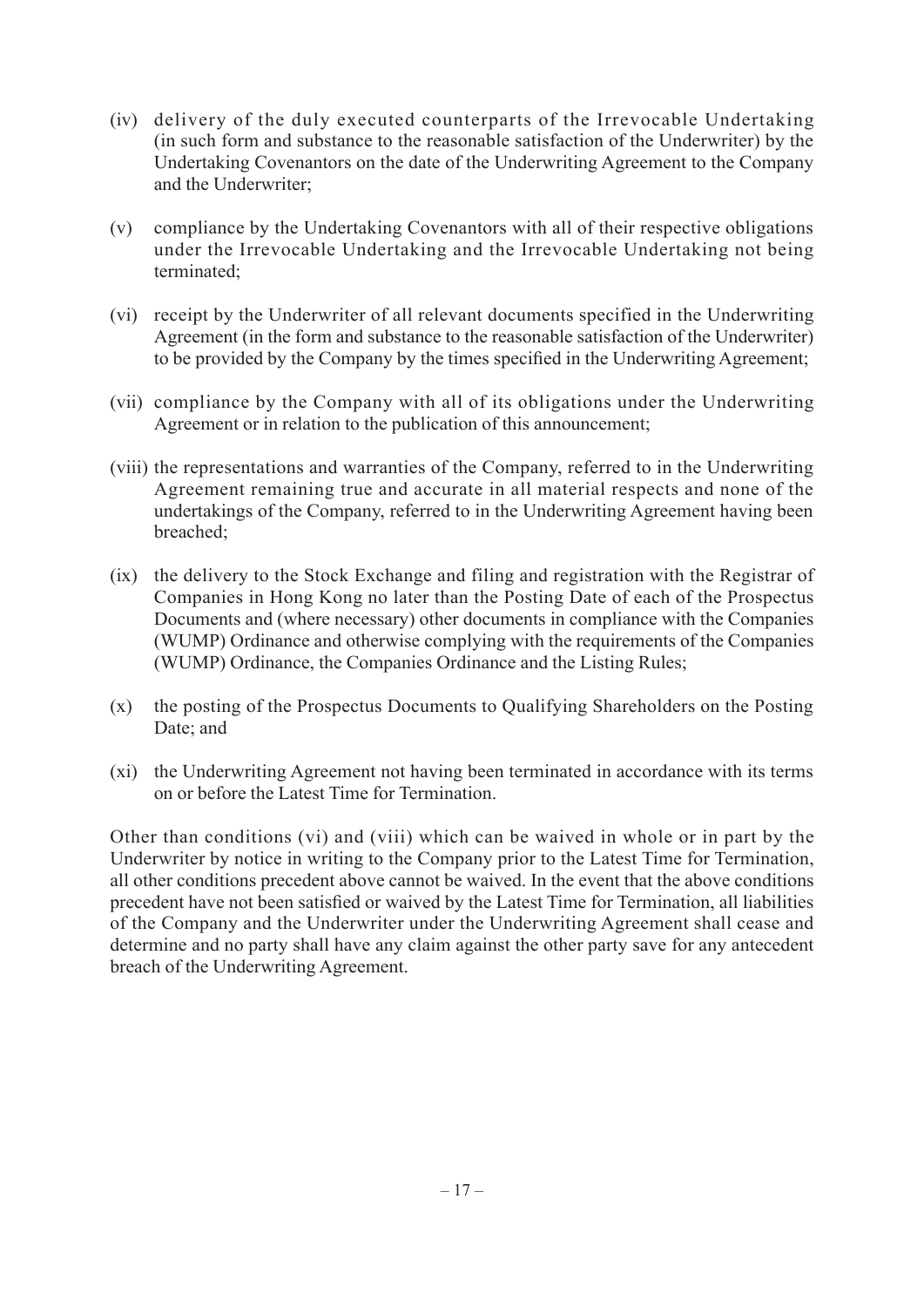(iv) delivery of the duly executed counterparts of the Irrevocable Undertaking (in such form and substance to the reasonable satisfaction of the Underwriter) by the Undertaking Covenantors on the date of the Underwriting Agreement to the Company and the Underwriter;

(v) compliance by the Undertaking Covenantors with all of their respective obligations under the Irrevocable Undertaking and the Irrevocable Undertaking not being terminated;

(vi) receipt by the Underwriter of all relevant documents specified in the Underwriting Agreement (in the form and substance to the reasonable satisfaction of the Underwriter) to be provided by the Company by the times specified in the Underwriting Agreement;

(vii) compliance by the Company with all of its obligations under the Underwriting Agreement or in relation to the publication of this announcement;

(viii) the representations and warranties of the Company, referred to in the Underwriting Agreement remaining true and accurate in all material respects and none of the undertakings of the Company, referred to in the Underwriting Agreement having been breached;

(ix) the delivery to the Stock Exchange and filing and registration with the Registrar of Companies in Hong Kong no later than the Posting Date of each of the Prospectus Documents and (where necessary) other documents in compliance with the Companies (WUMP) Ordinance and otherwise complying with the requirements of the Companies (WUMP) Ordinance, the Companies Ordinance and the Listing Rules;

(x) the posting of the Prospectus Documents to Qualifying Shareholders on the Posting Date; and

(xi) the Underwriting Agreement not having been terminated in accordance with its terms on or before the Latest Time for Termination.

Other than conditions (vi) and (viii) which can be waived in whole or in part by the Underwriter by notice in writing to the Company prior to the Latest Time for Termination, all other conditions precedent above cannot be waived. In the event that the above conditions precedent have not been satisfied or waived by the Latest Time for Termination, all liabilities of the Company and the Underwriter under the Underwriting Agreement shall cease and determine and no party shall have any claim against the other party save for any antecedent breach of the Underwriting Agreement.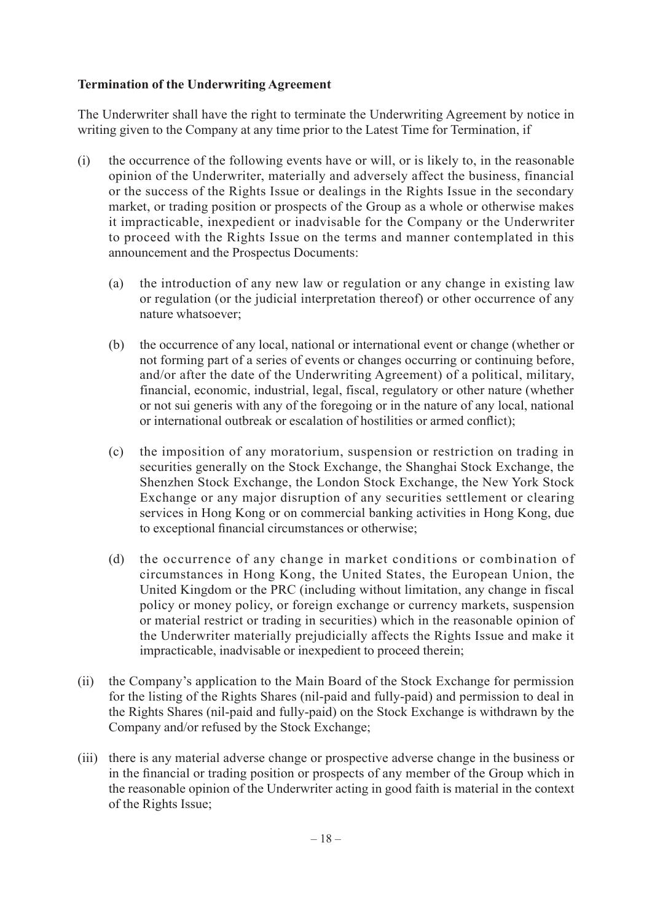**Termination of the Underwriting Agreement**

The Underwriter shall have the right to terminate the Underwriting Agreement by notice in writing given to the Company at any time prior to the Latest Time for Termination, if

(i) the occurrence of the following events have or will, or is likely to, in the reasonable opinion of the Underwriter, materially and adversely affect the business, financial or the success of the Rights Issue or dealings in the Rights Issue in the secondary market, or trading position or prospects of the Group as a whole or otherwise makes it impracticable, inexpedient or inadvisable for the Company or the Underwriter to proceed with the Rights Issue on the terms and manner contemplated in this announcement and the Prospectus Documents:

   (a) the introduction of any new law or regulation or any change in existing law or regulation (or the judicial interpretation thereof) or other occurrence of any nature whatsoever;

   (b) the occurrence of any local, national or international event or change (whether or not forming part of a series of events or changes occurring or continuing before, and/or after the date of the Underwriting Agreement) of a political, military, financial, economic, industrial, legal, fiscal, regulatory or other nature (whether or not sui generis with any of the foregoing or in the nature of any local, national or international outbreak or escalation of hostilities or armed conflict);

   (c) the imposition of any moratorium, suspension or restriction on trading in securities generally on the Stock Exchange, the Shanghai Stock Exchange, the Shenzhen Stock Exchange, the London Stock Exchange, the New York Stock Exchange or any major disruption of any securities settlement or clearing services in Hong Kong or on commercial banking activities in Hong Kong, due to exceptional financial circumstances or otherwise;

   (d) the occurrence of any change in market conditions or combination of circumstances in Hong Kong, the United States, the European Union, the United Kingdom or the PRC (including without limitation, any change in fiscal policy or money policy, or foreign exchange or currency markets, suspension or material restrict or trading in securities) which in the reasonable opinion of the Underwriter materially prejudicially affects the Rights Issue and make it impracticable, inadvisable or inexpedient to proceed therein;

(ii) the Company's application to the Main Board of the Stock Exchange for permission for the listing of the Rights Shares (nil-paid and fully-paid) and permission to deal in the Rights Shares (nil-paid and fully-paid) on the Stock Exchange is withdrawn by the Company and/or refused by the Stock Exchange;

(iii) there is any material adverse change or prospective adverse change in the business or in the financial or trading position or prospects of any member of the Group which in the reasonable opinion of the Underwriter acting in good faith is material in the context of the Rights Issue;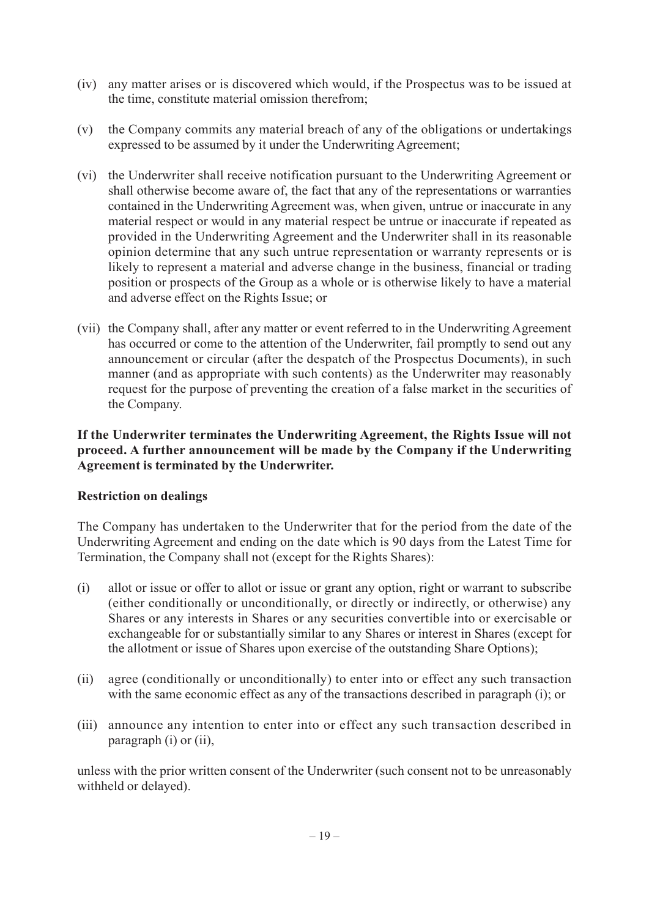(iv) any matter arises or is discovered which would, if the Prospectus was to be issued at the time, constitute material omission therefrom;

(v) the Company commits any material breach of any of the obligations or undertakings expressed to be assumed by it under the Underwriting Agreement;

(vi) the Underwriter shall receive notification pursuant to the Underwriting Agreement or shall otherwise become aware of, the fact that any of the representations or warranties contained in the Underwriting Agreement was, when given, untrue or inaccurate in any material respect or would in any material respect be untrue or inaccurate if repeated as provided in the Underwriting Agreement and the Underwriter shall in its reasonable opinion determine that any such untrue representation or warranty represents or is likely to represent a material and adverse change in the business, financial or trading position or prospects of the Group as a whole or is otherwise likely to have a material and adverse effect on the Rights Issue; or

(vii) the Company shall, after any matter or event referred to in the Underwriting Agreement has occurred or come to the attention of the Underwriter, fail promptly to send out any announcement or circular (after the despatch of the Prospectus Documents), in such manner (and as appropriate with such contents) as the Underwriter may reasonably request for the purpose of preventing the creation of a false market in the securities of the Company.

**If the Underwriter terminates the Underwriting Agreement, the Rights Issue will not proceed. A further announcement will be made by the Company if the Underwriting Agreement is terminated by the Underwriter.**

**Restriction on dealings**

The Company has undertaken to the Underwriter that for the period from the date of the Underwriting Agreement and ending on the date which is 90 days from the Latest Time for Termination, the Company shall not (except for the Rights Shares):

(i) allot or issue or offer to allot or issue or grant any option, right or warrant to subscribe (either conditionally or unconditionally, or directly or indirectly, or otherwise) any Shares or any interests in Shares or any securities convertible into or exercisable or exchangeable for or substantially similar to any Shares or interest in Shares (except for the allotment or issue of Shares upon exercise of the outstanding Share Options);

(ii) agree (conditionally or unconditionally) to enter into or effect any such transaction with the same economic effect as any of the transactions described in paragraph (i); or

(iii) announce any intention to enter into or effect any such transaction described in paragraph (i) or (ii),

unless with the prior written consent of the Underwriter (such consent not to be unreasonably withheld or delayed).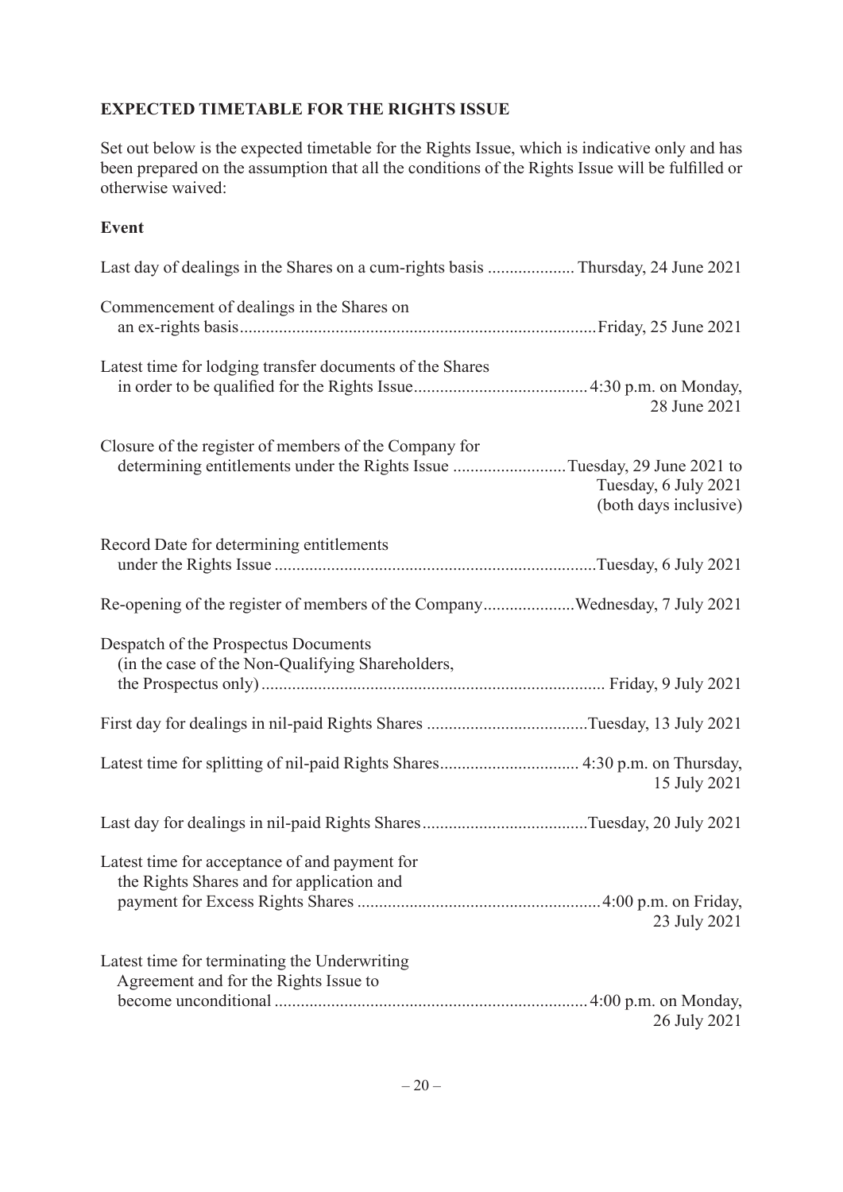**EXPECTED TIMETABLE FOR THE RIGHTS ISSUE**

Set out below is the expected timetable for the Rights Issue, which is indicative only and has been prepared on the assumption that all the conditions of the Rights Issue will be fulfilled or otherwise waived:

| **Event** | |
|---|---|
| Last day of dealings in the Shares on a cum-rights basis | Thursday, 24 June 2021 |
| Commencement of dealings in the Shares on an ex-rights basis | Friday, 25 June 2021 |
| Latest time for lodging transfer documents of the Shares in order to be qualified for the Rights Issue | 4:30 p.m. on Monday, 28 June 2021 |
| Closure of the register of members of the Company for determining entitlements under the Rights Issue | Tuesday, 29 June 2021 to Tuesday, 6 July 2021 (both days inclusive) |
| Record Date for determining entitlements under the Rights Issue | Tuesday, 6 July 2021 |
| Re-opening of the register of members of the Company | Wednesday, 7 July 2021 |
| Despatch of the Prospectus Documents (in the case of the Non-Qualifying Shareholders, the Prospectus only) | Friday, 9 July 2021 |
| First day for dealings in nil-paid Rights Shares | Tuesday, 13 July 2021 |
| Latest time for splitting of nil-paid Rights Shares | 4:30 p.m. on Thursday, 15 July 2021 |
| Last day for dealings in nil-paid Rights Shares | Tuesday, 20 July 2021 |
| Latest time for acceptance of and payment for the Rights Shares and for application and payment for Excess Rights Shares | 4:00 p.m. on Friday, 23 July 2021 |
| Latest time for terminating the Underwriting Agreement and for the Rights Issue to become unconditional | 4:00 p.m. on Monday, 26 July 2021 |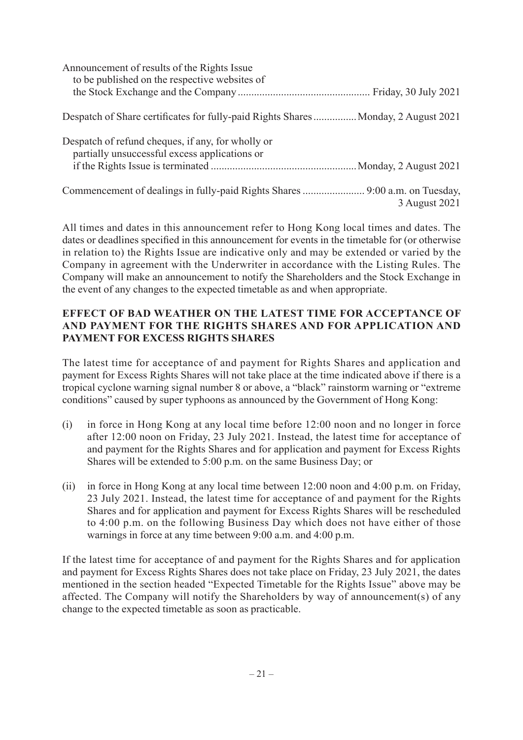| | |
|---|---|
| Announcement of results of the Rights Issue to be published on the respective websites of the Stock Exchange and the Company | Friday, 30 July 2021 |
| Despatch of Share certificates for fully-paid Rights Shares | Monday, 2 August 2021 |
| Despatch of refund cheques, if any, for wholly or partially unsuccessful excess applications or if the Rights Issue is terminated | Monday, 2 August 2021 |
| Commencement of dealings in fully-paid Rights Shares | 9:00 a.m. on Tuesday, 3 August 2021 |

All times and dates in this announcement refer to Hong Kong local times and dates. The dates or deadlines specified in this announcement for events in the timetable for (or otherwise in relation to) the Rights Issue are indicative only and may be extended or varied by the Company in agreement with the Underwriter in accordance with the Listing Rules. The Company will make an announcement to notify the Shareholders and the Stock Exchange in the event of any changes to the expected timetable as and when appropriate.

**EFFECT OF BAD WEATHER ON THE LATEST TIME FOR ACCEPTANCE OF AND PAYMENT FOR THE RIGHTS SHARES AND FOR APPLICATION AND PAYMENT FOR EXCESS RIGHTS SHARES**

The latest time for acceptance of and payment for Rights Shares and application and payment for Excess Rights Shares will not take place at the time indicated above if there is a tropical cyclone warning signal number 8 or above, a "black" rainstorm warning or "extreme conditions" caused by super typhoons as announced by the Government of Hong Kong:

(i) in force in Hong Kong at any local time before 12:00 noon and no longer in force after 12:00 noon on Friday, 23 July 2021. Instead, the latest time for acceptance of and payment for the Rights Shares and for application and payment for Excess Rights Shares will be extended to 5:00 p.m. on the same Business Day; or

(ii) in force in Hong Kong at any local time between 12:00 noon and 4:00 p.m. on Friday, 23 July 2021. Instead, the latest time for acceptance of and payment for the Rights Shares and for application and payment for Excess Rights Shares will be rescheduled to 4:00 p.m. on the following Business Day which does not have either of those warnings in force at any time between 9:00 a.m. and 4:00 p.m.

If the latest time for acceptance of and payment for the Rights Shares and for application and payment for Excess Rights Shares does not take place on Friday, 23 July 2021, the dates mentioned in the section headed "Expected Timetable for the Rights Issue" above may be affected. The Company will notify the Shareholders by way of announcement(s) of any change to the expected timetable as soon as practicable.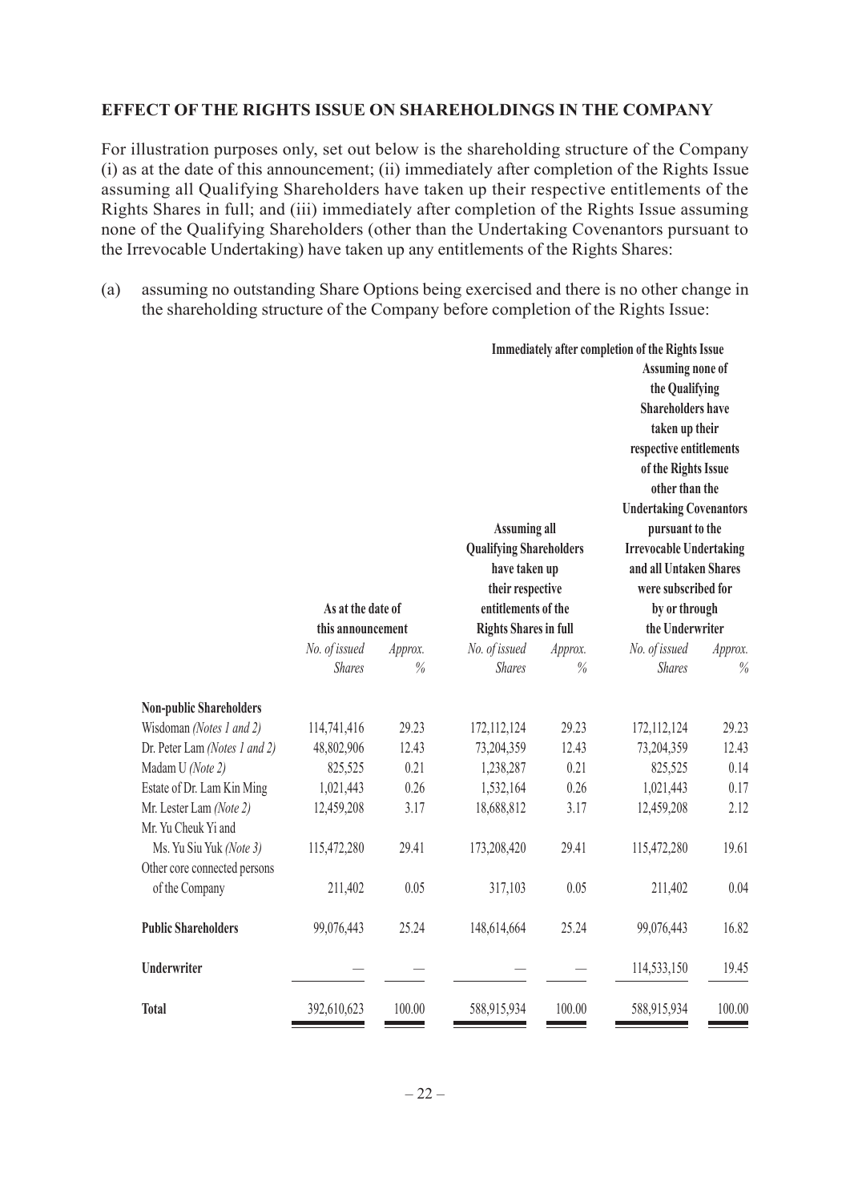**EFFECT OF THE RIGHTS ISSUE ON SHAREHOLDINGS IN THE COMPANY**

For illustration purposes only, set out below is the shareholding structure of the Company (i) as at the date of this announcement; (ii) immediately after completion of the Rights Issue assuming all Qualifying Shareholders have taken up their respective entitlements of the Rights Shares in full; and (iii) immediately after completion of the Rights Issue assuming none of the Qualifying Shareholders (other than the Undertaking Covenantors pursuant to the Irrevocable Undertaking) have taken up any entitlements of the Rights Shares:

(a) assuming no outstanding Share Options being exercised and there is no other change in the shareholding structure of the Company before completion of the Rights Issue:

| | As at the date of this announcement | | Immediately after completion of the Rights Issue | | | |
|---|---|---|---|---|---|---|
| | | | Assuming all Qualifying Shareholders have taken up their respective entitlements of the Rights Shares in full | | Assuming none of the Qualifying Shareholders have taken up their respective entitlements of the Rights Issue other than the Undertaking Covenantors pursuant to the Irrevocable Undertaking and all Untaken Shares were subscribed for by or through the Underwriter | |
| | *No. of issued Shares* | *Approx. %* | *No. of issued Shares* | *Approx. %* | *No. of issued Shares* | *Approx. %* |
| **Non-public Shareholders** | | | | | | |
| Wisdoman *(Notes 1 and 2)* | 114,741,416 | 29.23 | 172,112,124 | 29.23 | 172,112,124 | 29.23 |
| Dr. Peter Lam *(Notes 1 and 2)* | 48,802,906 | 12.43 | 73,204,359 | 12.43 | 73,204,359 | 12.43 |
| Madam U *(Note 2)* | 825,525 | 0.21 | 1,238,287 | 0.21 | 825,525 | 0.14 |
| Estate of Dr. Lam Kin Ming | 1,021,443 | 0.26 | 1,532,164 | 0.26 | 1,021,443 | 0.17 |
| Mr. Lester Lam *(Note 2)* | 12,459,208 | 3.17 | 18,688,812 | 3.17 | 12,459,208 | 2.12 |
| Mr. Yu Cheuk Yi and Ms. Yu Siu Yuk *(Note 3)* | 115,472,280 | 29.41 | 173,208,420 | 29.41 | 115,472,280 | 19.61 |
| Other core connected persons of the Company | 211,402 | 0.05 | 317,103 | 0.05 | 211,402 | 0.04 |
| **Public Shareholders** | 99,076,443 | 25.24 | 148,614,664 | 25.24 | 99,076,443 | 16.82 |
| **Underwriter** | — | — | — | — | 114,533,150 | 19.45 |
| **Total** | 392,610,623 | 100.00 | 588,915,934 | 100.00 | 588,915,934 | 100.00 |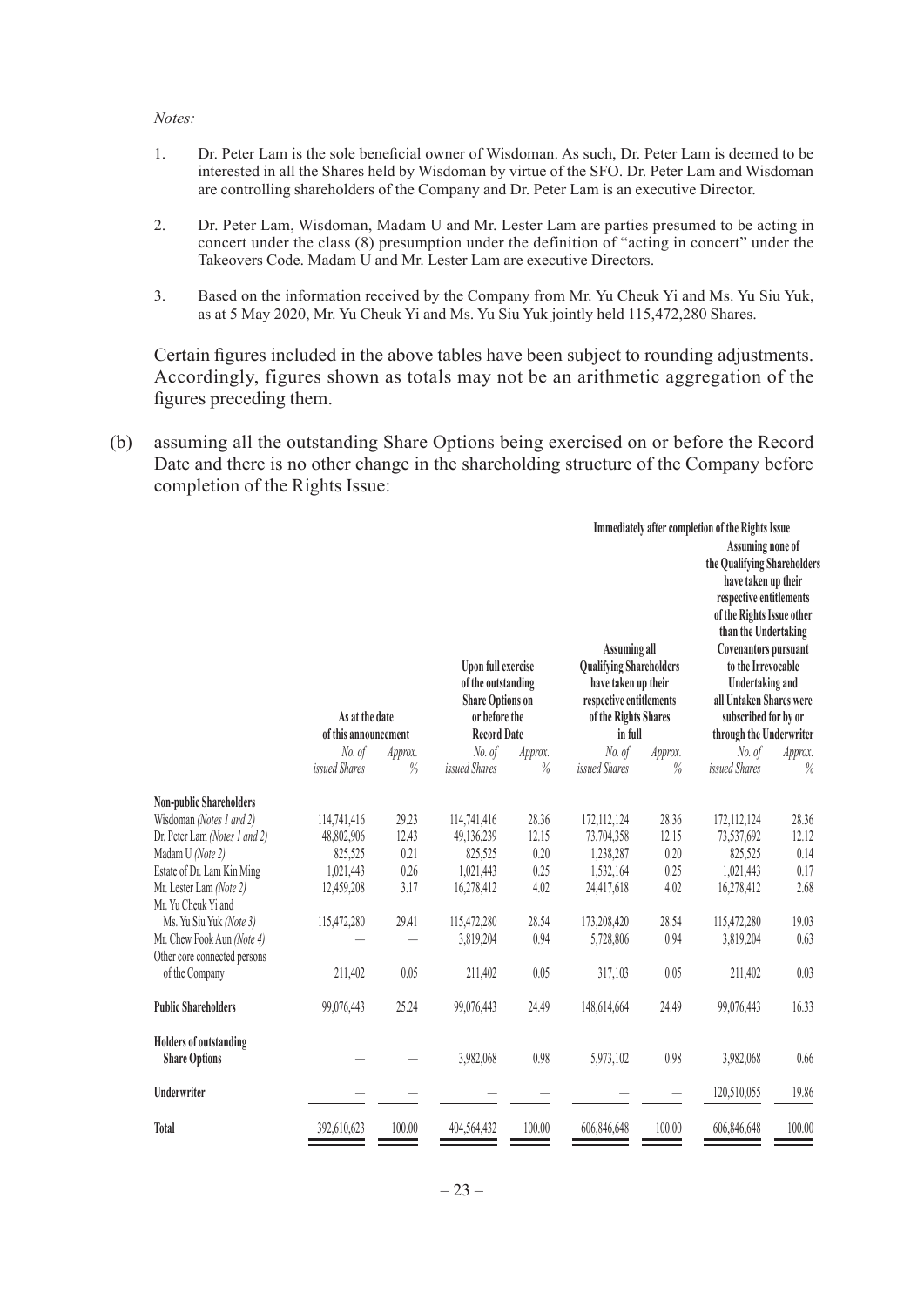*Notes:*

1. Dr. Peter Lam is the sole beneficial owner of Wisdoman. As such, Dr. Peter Lam is deemed to be interested in all the Shares held by Wisdoman by virtue of the SFO. Dr. Peter Lam and Wisdoman are controlling shareholders of the Company and Dr. Peter Lam is an executive Director.

2. Dr. Peter Lam, Wisdoman, Madam U and Mr. Lester Lam are parties presumed to be acting in concert under the class (8) presumption under the definition of "acting in concert" under the Takeovers Code. Madam U and Mr. Lester Lam are executive Directors.

3. Based on the information received by the Company from Mr. Yu Cheuk Yi and Ms. Yu Siu Yuk, as at 5 May 2020, Mr. Yu Cheuk Yi and Ms. Yu Siu Yuk jointly held 115,472,280 Shares.

Certain figures included in the above tables have been subject to rounding adjustments. Accordingly, figures shown as totals may not be an arithmetic aggregation of the figures preceding them.

(b) assuming all the outstanding Share Options being exercised on or before the Record Date and there is no other change in the shareholding structure of the Company before completion of the Rights Issue:

| | As at the date of this announcement | | Upon full exercise of the outstanding Share Options on or before the Record Date | | Immediately after completion of the Rights Issue — Assuming all Qualifying Shareholders have taken up their respective entitlements of the Rights Shares in full | | Immediately after completion of the Rights Issue — Assuming none of the Qualifying Shareholders have taken up their respective entitlements of the Rights Issue other than the Undertaking Covenantors pursuant to the Irrevocable Undertaking and all Untaken Shares were subscribed for by or through the Underwriter | |
|---|---|---|---|---|---|---|---|---|
| | *No. of issued Shares* | *Approx. %* | *No. of issued Shares* | *Approx. %* | *No. of issued Shares* | *Approx. %* | *No. of issued Shares* | *Approx. %* |
| **Non-public Shareholders** | | | | | | | | |
| Wisdoman *(Notes 1 and 2)* | 114,741,416 | 29.23 | 114,741,416 | 28.36 | 172,112,124 | 28.36 | 172,112,124 | 28.36 |
| Dr. Peter Lam *(Notes 1 and 2)* | 48,802,906 | 12.43 | 49,136,239 | 12.15 | 73,704,358 | 12.15 | 73,537,692 | 12.12 |
| Madam U *(Note 2)* | 825,525 | 0.21 | 825,525 | 0.20 | 1,238,287 | 0.20 | 825,525 | 0.14 |
| Estate of Dr. Lam Kin Ming | 1,021,443 | 0.26 | 1,021,443 | 0.25 | 1,532,164 | 0.25 | 1,021,443 | 0.17 |
| Mr. Lester Lam *(Note 2)* | 12,459,208 | 3.17 | 16,278,412 | 4.02 | 24,417,618 | 4.02 | 16,278,412 | 2.68 |
| Mr. Yu Cheuk Yi and Ms. Yu Siu Yuk *(Note 3)* | 115,472,280 | 29.41 | 115,472,280 | 28.54 | 173,208,420 | 28.54 | 115,472,280 | 19.03 |
| Mr. Chew Fook Aun *(Note 4)* | — | — | 3,819,204 | 0.94 | 5,728,806 | 0.94 | 3,819,204 | 0.63 |
| Other core connected persons of the Company | 211,402 | 0.05 | 211,402 | 0.05 | 317,103 | 0.05 | 211,402 | 0.03 |
| **Public Shareholders** | 99,076,443 | 25.24 | 99,076,443 | 24.49 | 148,614,664 | 24.49 | 99,076,443 | 16.33 |
| **Holders of outstanding Share Options** | — | — | 3,982,068 | 0.98 | 5,973,102 | 0.98 | 3,982,068 | 0.66 |
| **Underwriter** | — | — | — | — | — | — | 120,510,055 | 19.86 |
| **Total** | 392,610,623 | 100.00 | 404,564,432 | 100.00 | 606,846,648 | 100.00 | 606,846,648 | 100.00 |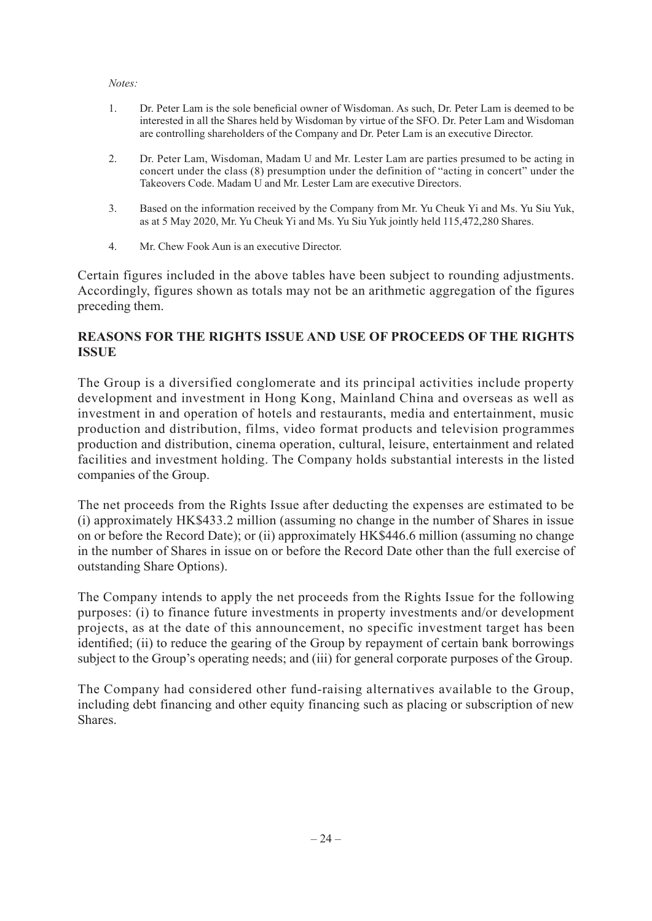*Notes:*

1. Dr. Peter Lam is the sole beneficial owner of Wisdoman. As such, Dr. Peter Lam is deemed to be interested in all the Shares held by Wisdoman by virtue of the SFO. Dr. Peter Lam and Wisdoman are controlling shareholders of the Company and Dr. Peter Lam is an executive Director.

2. Dr. Peter Lam, Wisdoman, Madam U and Mr. Lester Lam are parties presumed to be acting in concert under the class (8) presumption under the definition of "acting in concert" under the Takeovers Code. Madam U and Mr. Lester Lam are executive Directors.

3. Based on the information received by the Company from Mr. Yu Cheuk Yi and Ms. Yu Siu Yuk, as at 5 May 2020, Mr. Yu Cheuk Yi and Ms. Yu Siu Yuk jointly held 115,472,280 Shares.

4. Mr. Chew Fook Aun is an executive Director.

Certain figures included in the above tables have been subject to rounding adjustments. Accordingly, figures shown as totals may not be an arithmetic aggregation of the figures preceding them.

## REASONS FOR THE RIGHTS ISSUE AND USE OF PROCEEDS OF THE RIGHTS ISSUE

The Group is a diversified conglomerate and its principal activities include property development and investment in Hong Kong, Mainland China and overseas as well as investment in and operation of hotels and restaurants, media and entertainment, music production and distribution, films, video format products and television programmes production and distribution, cinema operation, cultural, leisure, entertainment and related facilities and investment holding. The Company holds substantial interests in the listed companies of the Group.

The net proceeds from the Rights Issue after deducting the expenses are estimated to be (i) approximately HK$433.2 million (assuming no change in the number of Shares in issue on or before the Record Date); or (ii) approximately HK$446.6 million (assuming no change in the number of Shares in issue on or before the Record Date other than the full exercise of outstanding Share Options).

The Company intends to apply the net proceeds from the Rights Issue for the following purposes: (i) to finance future investments in property investments and/or development projects, as at the date of this announcement, no specific investment target has been identified; (ii) to reduce the gearing of the Group by repayment of certain bank borrowings subject to the Group's operating needs; and (iii) for general corporate purposes of the Group.

The Company had considered other fund-raising alternatives available to the Group, including debt financing and other equity financing such as placing or subscription of new Shares.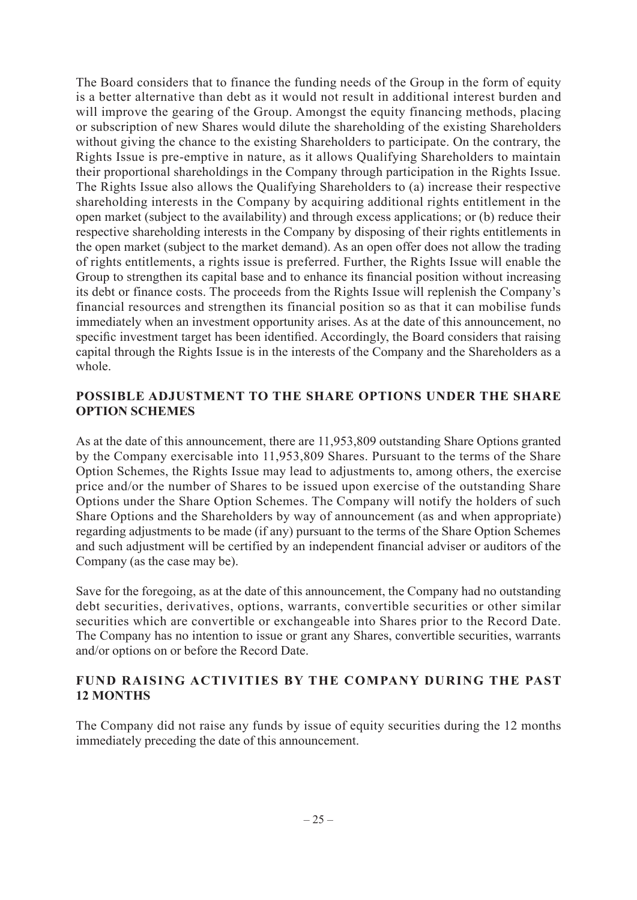The Board considers that to finance the funding needs of the Group in the form of equity is a better alternative than debt as it would not result in additional interest burden and will improve the gearing of the Group. Amongst the equity financing methods, placing or subscription of new Shares would dilute the shareholding of the existing Shareholders without giving the chance to the existing Shareholders to participate. On the contrary, the Rights Issue is pre-emptive in nature, as it allows Qualifying Shareholders to maintain their proportional shareholdings in the Company through participation in the Rights Issue. The Rights Issue also allows the Qualifying Shareholders to (a) increase their respective shareholding interests in the Company by acquiring additional rights entitlement in the open market (subject to the availability) and through excess applications; or (b) reduce their respective shareholding interests in the Company by disposing of their rights entitlements in the open market (subject to the market demand). As an open offer does not allow the trading of rights entitlements, a rights issue is preferred. Further, the Rights Issue will enable the Group to strengthen its capital base and to enhance its financial position without increasing its debt or finance costs. The proceeds from the Rights Issue will replenish the Company's financial resources and strengthen its financial position so as that it can mobilise funds immediately when an investment opportunity arises. As at the date of this announcement, no specific investment target has been identified. Accordingly, the Board considers that raising capital through the Rights Issue is in the interests of the Company and the Shareholders as a whole.

## POSSIBLE ADJUSTMENT TO THE SHARE OPTIONS UNDER THE SHARE OPTION SCHEMES

As at the date of this announcement, there are 11,953,809 outstanding Share Options granted by the Company exercisable into 11,953,809 Shares. Pursuant to the terms of the Share Option Schemes, the Rights Issue may lead to adjustments to, among others, the exercise price and/or the number of Shares to be issued upon exercise of the outstanding Share Options under the Share Option Schemes. The Company will notify the holders of such Share Options and the Shareholders by way of announcement (as and when appropriate) regarding adjustments to be made (if any) pursuant to the terms of the Share Option Schemes and such adjustment will be certified by an independent financial adviser or auditors of the Company (as the case may be).

Save for the foregoing, as at the date of this announcement, the Company had no outstanding debt securities, derivatives, options, warrants, convertible securities or other similar securities which are convertible or exchangeable into Shares prior to the Record Date. The Company has no intention to issue or grant any Shares, convertible securities, warrants and/or options on or before the Record Date.

## FUND RAISING ACTIVITIES BY THE COMPANY DURING THE PAST 12 MONTHS

The Company did not raise any funds by issue of equity securities during the 12 months immediately preceding the date of this announcement.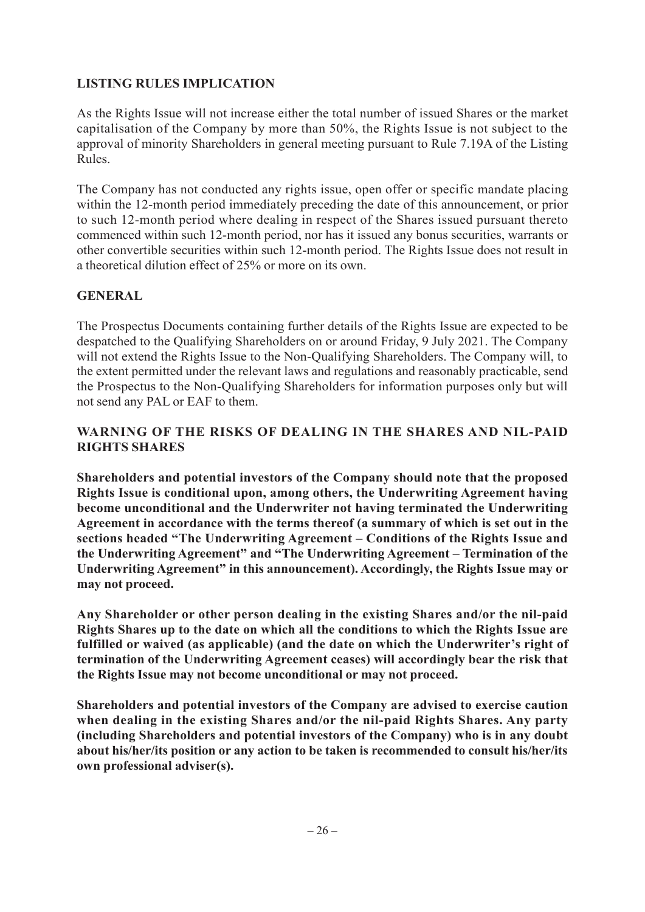## LISTING RULES IMPLICATION

As the Rights Issue will not increase either the total number of issued Shares or the market capitalisation of the Company by more than 50%, the Rights Issue is not subject to the approval of minority Shareholders in general meeting pursuant to Rule 7.19A of the Listing Rules.

The Company has not conducted any rights issue, open offer or specific mandate placing within the 12-month period immediately preceding the date of this announcement, or prior to such 12-month period where dealing in respect of the Shares issued pursuant thereto commenced within such 12-month period, nor has it issued any bonus securities, warrants or other convertible securities within such 12-month period. The Rights Issue does not result in a theoretical dilution effect of 25% or more on its own.

## GENERAL

The Prospectus Documents containing further details of the Rights Issue are expected to be despatched to the Qualifying Shareholders on or around Friday, 9 July 2021. The Company will not extend the Rights Issue to the Non-Qualifying Shareholders. The Company will, to the extent permitted under the relevant laws and regulations and reasonably practicable, send the Prospectus to the Non-Qualifying Shareholders for information purposes only but will not send any PAL or EAF to them.

## WARNING OF THE RISKS OF DEALING IN THE SHARES AND NIL-PAID RIGHTS SHARES

**Shareholders and potential investors of the Company should note that the proposed Rights Issue is conditional upon, among others, the Underwriting Agreement having become unconditional and the Underwriter not having terminated the Underwriting Agreement in accordance with the terms thereof (a summary of which is set out in the sections headed "The Underwriting Agreement – Conditions of the Rights Issue and the Underwriting Agreement" and "The Underwriting Agreement – Termination of the Underwriting Agreement" in this announcement). Accordingly, the Rights Issue may or may not proceed.**

**Any Shareholder or other person dealing in the existing Shares and/or the nil-paid Rights Shares up to the date on which all the conditions to which the Rights Issue are fulfilled or waived (as applicable) (and the date on which the Underwriter's right of termination of the Underwriting Agreement ceases) will accordingly bear the risk that the Rights Issue may not become unconditional or may not proceed.**

**Shareholders and potential investors of the Company are advised to exercise caution when dealing in the existing Shares and/or the nil-paid Rights Shares. Any party (including Shareholders and potential investors of the Company) who is in any doubt about his/her/its position or any action to be taken is recommended to consult his/her/its own professional adviser(s).**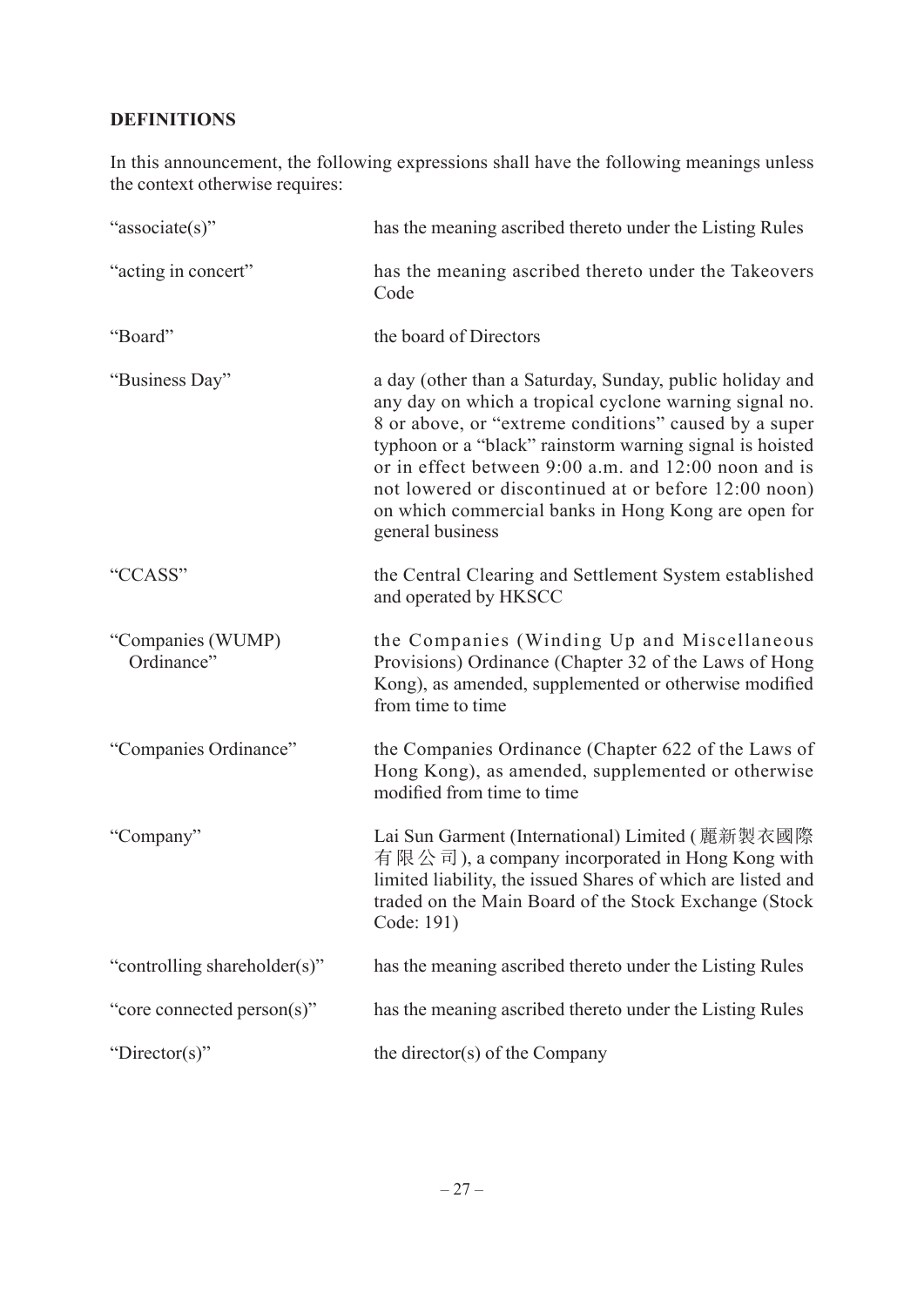## DEFINITIONS

In this announcement, the following expressions shall have the following meanings unless the context otherwise requires:

| | |
|---|---|
| "associate(s)" | has the meaning ascribed thereto under the Listing Rules |
| "acting in concert" | has the meaning ascribed thereto under the Takeovers Code |
| "Board" | the board of Directors |
| "Business Day" | a day (other than a Saturday, Sunday, public holiday and any day on which a tropical cyclone warning signal no. 8 or above, or "extreme conditions" caused by a super typhoon or a "black" rainstorm warning signal is hoisted or in effect between 9:00 a.m. and 12:00 noon and is not lowered or discontinued at or before 12:00 noon) on which commercial banks in Hong Kong are open for general business |
| "CCASS" | the Central Clearing and Settlement System established and operated by HKSCC |
| "Companies (WUMP) Ordinance" | the Companies (Winding Up and Miscellaneous Provisions) Ordinance (Chapter 32 of the Laws of Hong Kong), as amended, supplemented or otherwise modified from time to time |
| "Companies Ordinance" | the Companies Ordinance (Chapter 622 of the Laws of Hong Kong), as amended, supplemented or otherwise modified from time to time |
| "Company" | Lai Sun Garment (International) Limited (麗新製衣國際有限公司), a company incorporated in Hong Kong with limited liability, the issued Shares of which are listed and traded on the Main Board of the Stock Exchange (Stock Code: 191) |
| "controlling shareholder(s)" | has the meaning ascribed thereto under the Listing Rules |
| "core connected person(s)" | has the meaning ascribed thereto under the Listing Rules |
| "Director(s)" | the director(s) of the Company |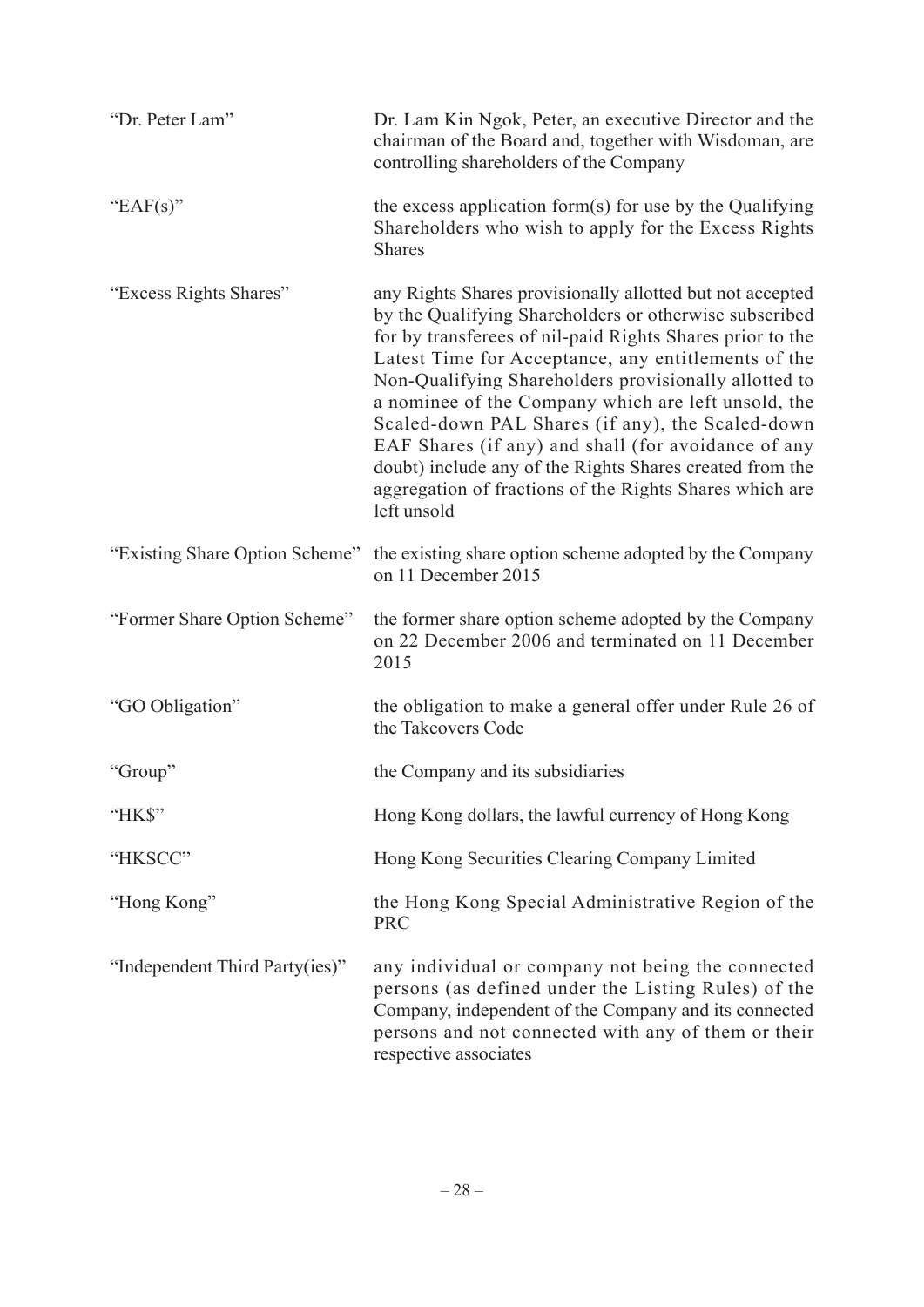| | |
|---|---|
| "Dr. Peter Lam" | Dr. Lam Kin Ngok, Peter, an executive Director and the chairman of the Board and, together with Wisdoman, are controlling shareholders of the Company |
| "EAF(s)" | the excess application form(s) for use by the Qualifying Shareholders who wish to apply for the Excess Rights Shares |
| "Excess Rights Shares" | any Rights Shares provisionally allotted but not accepted by the Qualifying Shareholders or otherwise subscribed for by transferees of nil-paid Rights Shares prior to the Latest Time for Acceptance, any entitlements of the Non-Qualifying Shareholders provisionally allotted to a nominee of the Company which are left unsold, the Scaled-down PAL Shares (if any), the Scaled-down EAF Shares (if any) and shall (for avoidance of any doubt) include any of the Rights Shares created from the aggregation of fractions of the Rights Shares which are left unsold |
| "Existing Share Option Scheme" | the existing share option scheme adopted by the Company on 11 December 2015 |
| "Former Share Option Scheme" | the former share option scheme adopted by the Company on 22 December 2006 and terminated on 11 December 2015 |
| "GO Obligation" | the obligation to make a general offer under Rule 26 of the Takeovers Code |
| "Group" | the Company and its subsidiaries |
| "HK$" | Hong Kong dollars, the lawful currency of Hong Kong |
| "HKSCC" | Hong Kong Securities Clearing Company Limited |
| "Hong Kong" | the Hong Kong Special Administrative Region of the PRC |
| "Independent Third Party(ies)" | any individual or company not being the connected persons (as defined under the Listing Rules) of the Company, independent of the Company and its connected persons and not connected with any of them or their respective associates |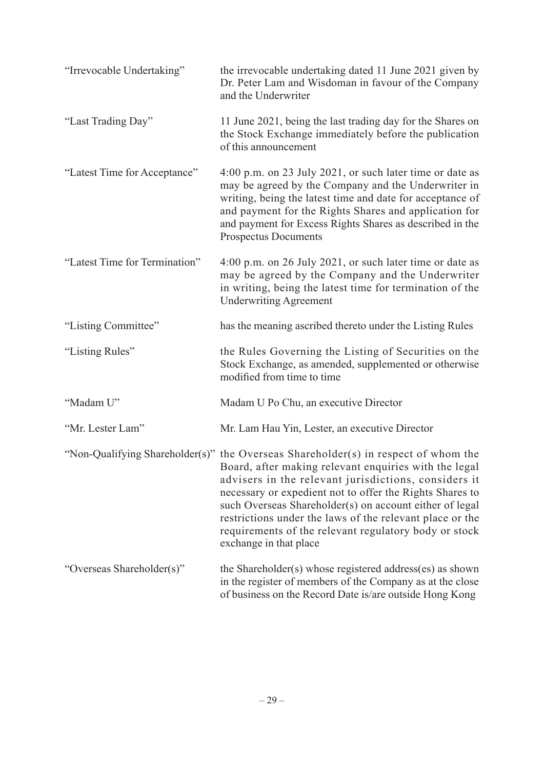| | |
|---|---|
| "Irrevocable Undertaking" | the irrevocable undertaking dated 11 June 2021 given by Dr. Peter Lam and Wisdoman in favour of the Company and the Underwriter |
| "Last Trading Day" | 11 June 2021, being the last trading day for the Shares on the Stock Exchange immediately before the publication of this announcement |
| "Latest Time for Acceptance" | 4:00 p.m. on 23 July 2021, or such later time or date as may be agreed by the Company and the Underwriter in writing, being the latest time and date for acceptance of and payment for the Rights Shares and application for and payment for Excess Rights Shares as described in the Prospectus Documents |
| "Latest Time for Termination" | 4:00 p.m. on 26 July 2021, or such later time or date as may be agreed by the Company and the Underwriter in writing, being the latest time for termination of the Underwriting Agreement |
| "Listing Committee" | has the meaning ascribed thereto under the Listing Rules |
| "Listing Rules" | the Rules Governing the Listing of Securities on the Stock Exchange, as amended, supplemented or otherwise modified from time to time |
| "Madam U" | Madam U Po Chu, an executive Director |
| "Mr. Lester Lam" | Mr. Lam Hau Yin, Lester, an executive Director |
| "Non-Qualifying Shareholder(s)" | the Overseas Shareholder(s) in respect of whom the Board, after making relevant enquiries with the legal advisers in the relevant jurisdictions, considers it necessary or expedient not to offer the Rights Shares to such Overseas Shareholder(s) on account either of legal restrictions under the laws of the relevant place or the requirements of the relevant regulatory body or stock exchange in that place |
| "Overseas Shareholder(s)" | the Shareholder(s) whose registered address(es) as shown in the register of members of the Company as at the close of business on the Record Date is/are outside Hong Kong |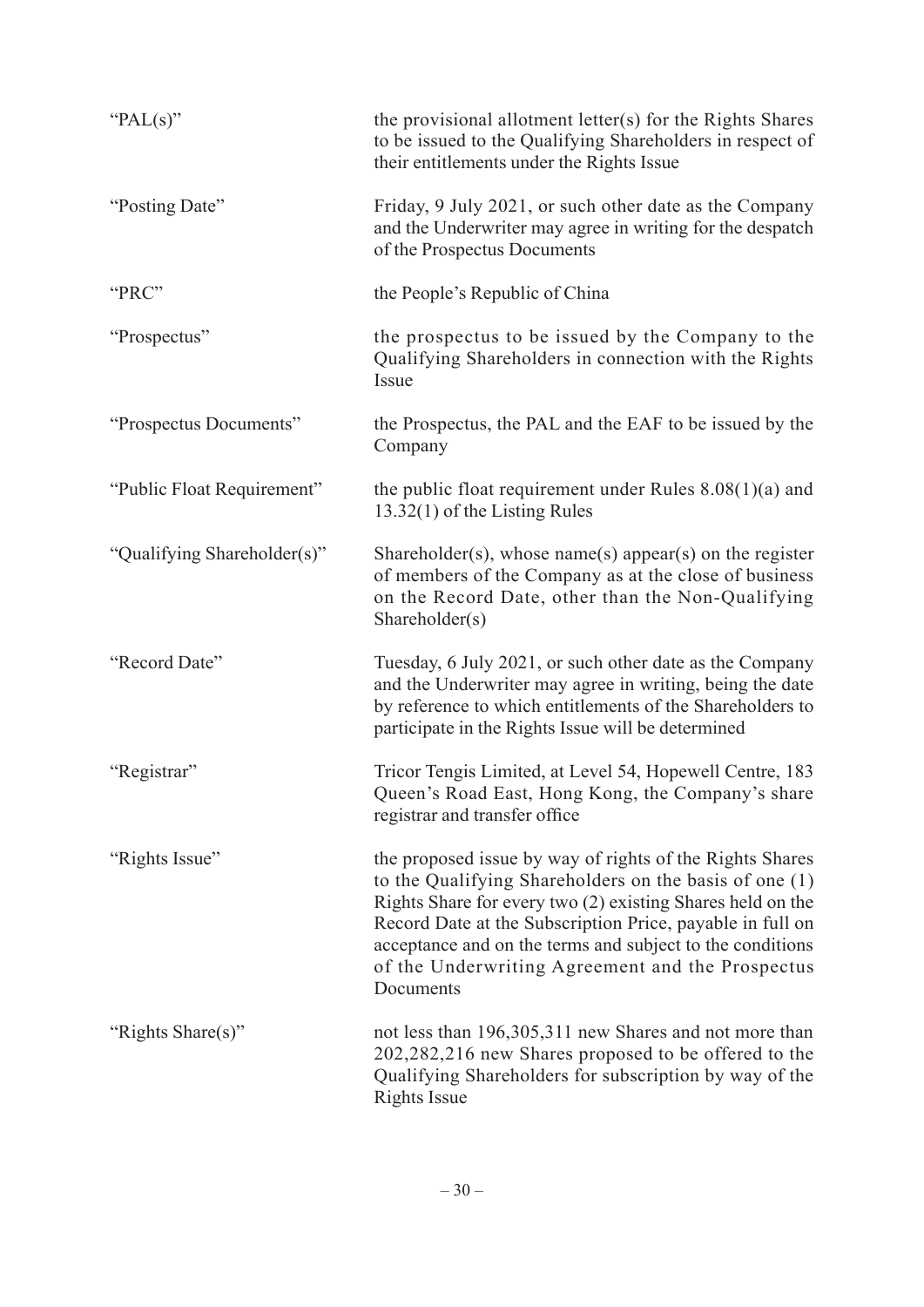| | |
|---|---|
| "PAL(s)" | the provisional allotment letter(s) for the Rights Shares to be issued to the Qualifying Shareholders in respect of their entitlements under the Rights Issue |
| "Posting Date" | Friday, 9 July 2021, or such other date as the Company and the Underwriter may agree in writing for the despatch of the Prospectus Documents |
| "PRC" | the People's Republic of China |
| "Prospectus" | the prospectus to be issued by the Company to the Qualifying Shareholders in connection with the Rights Issue |
| "Prospectus Documents" | the Prospectus, the PAL and the EAF to be issued by the Company |
| "Public Float Requirement" | the public float requirement under Rules 8.08(1)(a) and 13.32(1) of the Listing Rules |
| "Qualifying Shareholder(s)" | Shareholder(s), whose name(s) appear(s) on the register of members of the Company as at the close of business on the Record Date, other than the Non-Qualifying Shareholder(s) |
| "Record Date" | Tuesday, 6 July 2021, or such other date as the Company and the Underwriter may agree in writing, being the date by reference to which entitlements of the Shareholders to participate in the Rights Issue will be determined |
| "Registrar" | Tricor Tengis Limited, at Level 54, Hopewell Centre, 183 Queen's Road East, Hong Kong, the Company's share registrar and transfer office |
| "Rights Issue" | the proposed issue by way of rights of the Rights Shares to the Qualifying Shareholders on the basis of one (1) Rights Share for every two (2) existing Shares held on the Record Date at the Subscription Price, payable in full on acceptance and on the terms and subject to the conditions of the Underwriting Agreement and the Prospectus Documents |
| "Rights Share(s)" | not less than 196,305,311 new Shares and not more than 202,282,216 new Shares proposed to be offered to the Qualifying Shareholders for subscription by way of the Rights Issue |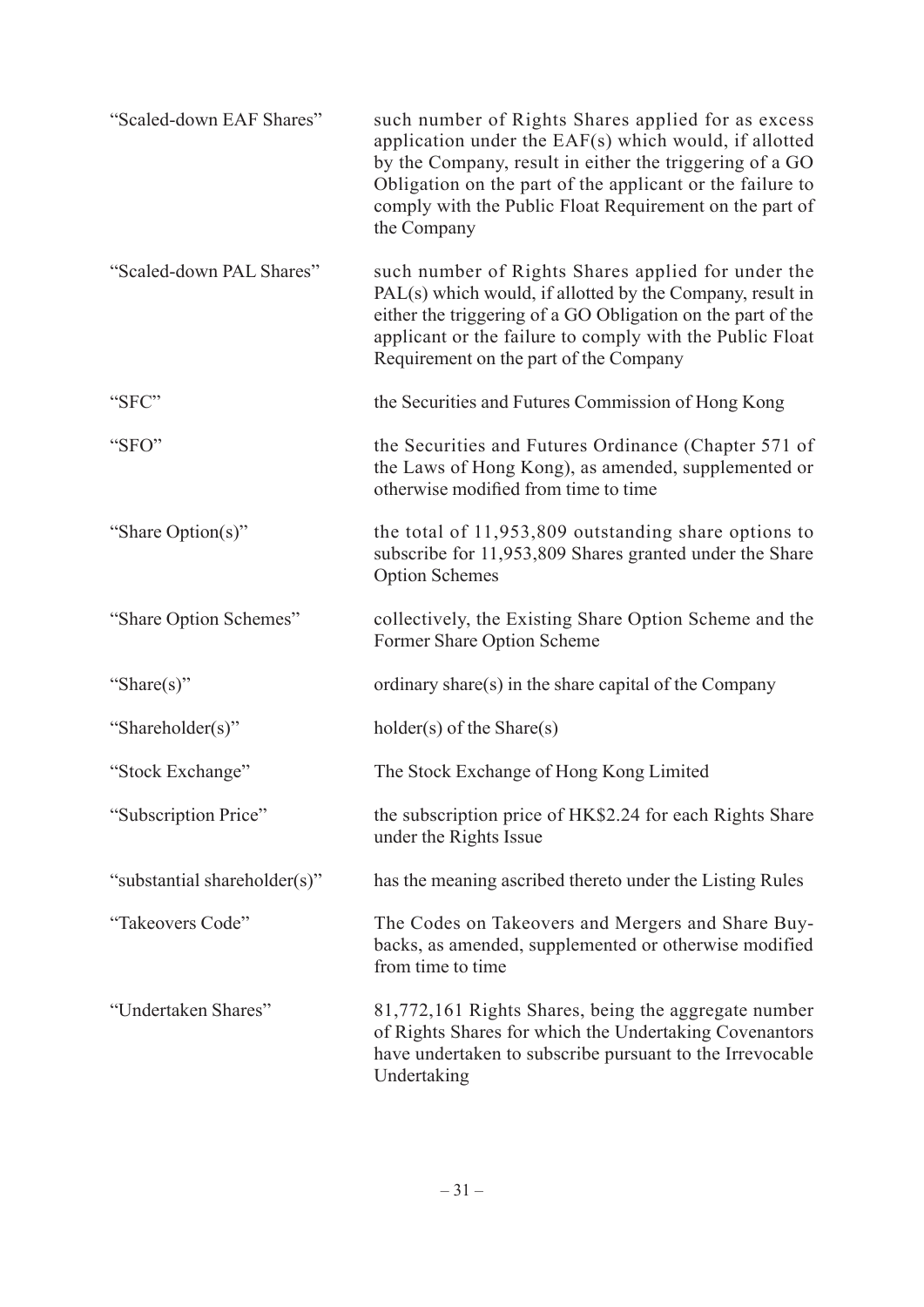| | |
|---|---|
| "Scaled-down EAF Shares" | such number of Rights Shares applied for as excess application under the EAF(s) which would, if allotted by the Company, result in either the triggering of a GO Obligation on the part of the applicant or the failure to comply with the Public Float Requirement on the part of the Company |
| "Scaled-down PAL Shares" | such number of Rights Shares applied for under the PAL(s) which would, if allotted by the Company, result in either the triggering of a GO Obligation on the part of the applicant or the failure to comply with the Public Float Requirement on the part of the Company |
| "SFC" | the Securities and Futures Commission of Hong Kong |
| "SFO" | the Securities and Futures Ordinance (Chapter 571 of the Laws of Hong Kong), as amended, supplemented or otherwise modified from time to time |
| "Share Option(s)" | the total of 11,953,809 outstanding share options to subscribe for 11,953,809 Shares granted under the Share Option Schemes |
| "Share Option Schemes" | collectively, the Existing Share Option Scheme and the Former Share Option Scheme |
| "Share(s)" | ordinary share(s) in the share capital of the Company |
| "Shareholder(s)" | holder(s) of the Share(s) |
| "Stock Exchange" | The Stock Exchange of Hong Kong Limited |
| "Subscription Price" | the subscription price of HK$2.24 for each Rights Share under the Rights Issue |
| "substantial shareholder(s)" | has the meaning ascribed thereto under the Listing Rules |
| "Takeovers Code" | The Codes on Takeovers and Mergers and Share Buy-backs, as amended, supplemented or otherwise modified from time to time |
| "Undertaken Shares" | 81,772,161 Rights Shares, being the aggregate number of Rights Shares for which the Undertaking Covenantors have undertaken to subscribe pursuant to the Irrevocable Undertaking |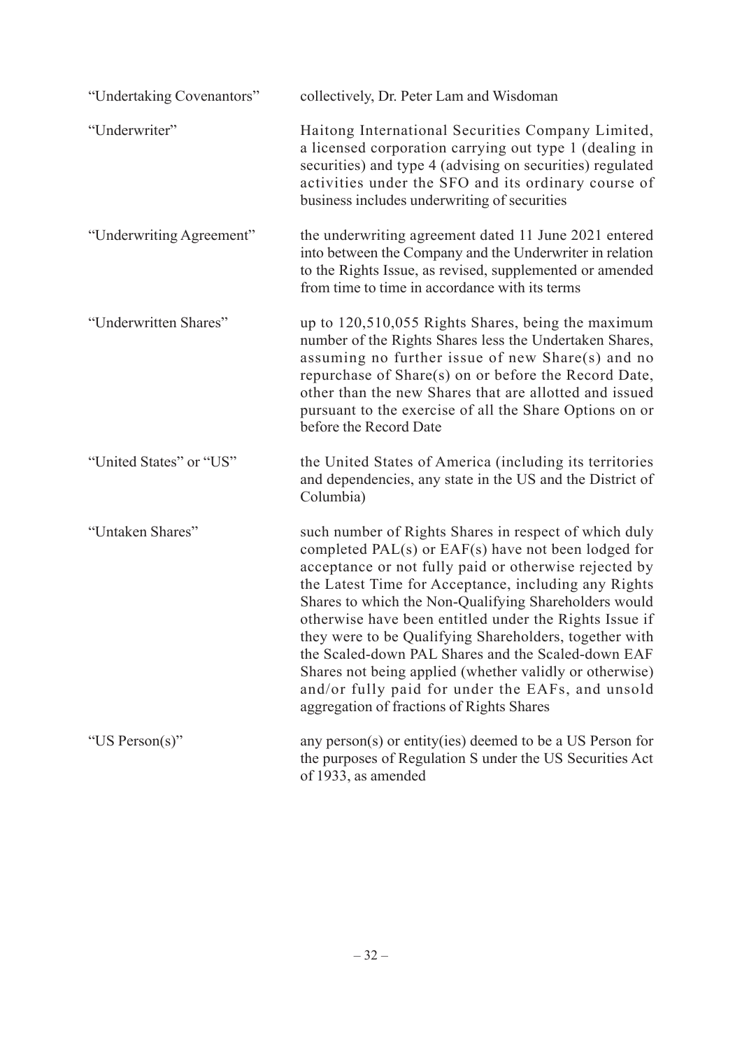| | |
|---|---|
| "Undertaking Covenantors" | collectively, Dr. Peter Lam and Wisdoman |
| "Underwriter" | Haitong International Securities Company Limited, a licensed corporation carrying out type 1 (dealing in securities) and type 4 (advising on securities) regulated activities under the SFO and its ordinary course of business includes underwriting of securities |
| "Underwriting Agreement" | the underwriting agreement dated 11 June 2021 entered into between the Company and the Underwriter in relation to the Rights Issue, as revised, supplemented or amended from time to time in accordance with its terms |
| "Underwritten Shares" | up to 120,510,055 Rights Shares, being the maximum number of the Rights Shares less the Undertaken Shares, assuming no further issue of new Share(s) and no repurchase of Share(s) on or before the Record Date, other than the new Shares that are allotted and issued pursuant to the exercise of all the Share Options on or before the Record Date |
| "United States" or "US" | the United States of America (including its territories and dependencies, any state in the US and the District of Columbia) |
| "Untaken Shares" | such number of Rights Shares in respect of which duly completed PAL(s) or EAF(s) have not been lodged for acceptance or not fully paid or otherwise rejected by the Latest Time for Acceptance, including any Rights Shares to which the Non-Qualifying Shareholders would otherwise have been entitled under the Rights Issue if they were to be Qualifying Shareholders, together with the Scaled-down PAL Shares and the Scaled-down EAF Shares not being applied (whether validly or otherwise) and/or fully paid for under the EAFs, and unsold aggregation of fractions of Rights Shares |
| "US Person(s)" | any person(s) or entity(ies) deemed to be a US Person for the purposes of Regulation S under the US Securities Act of 1933, as amended |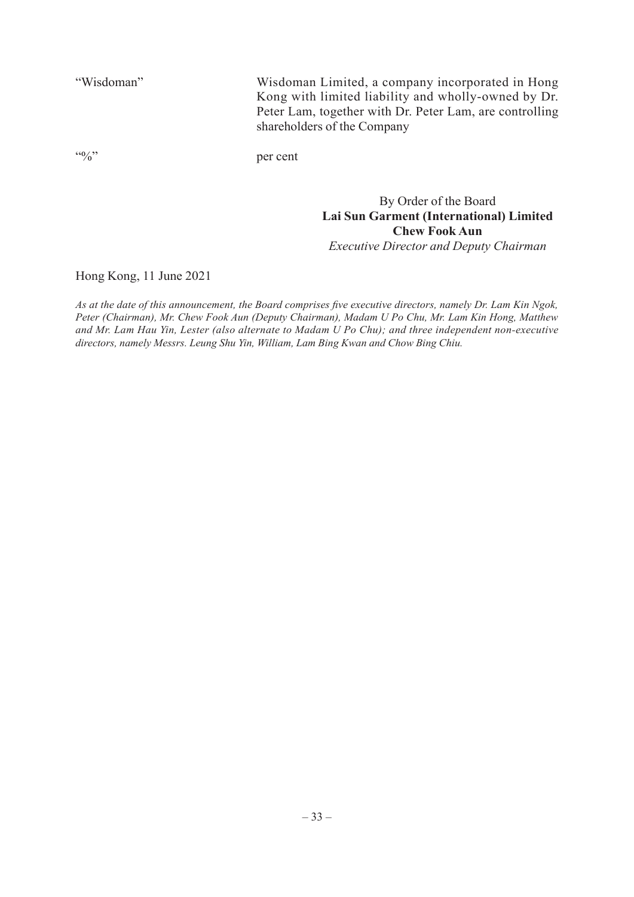| | |
|---|---|
| "Wisdoman" | Wisdoman Limited, a company incorporated in Hong Kong with limited liability and wholly-owned by Dr. Peter Lam, together with Dr. Peter Lam, are controlling shareholders of the Company |
| "%" | per cent |

By Order of the Board
**Lai Sun Garment (International) Limited**
**Chew Fook Aun**
*Executive Director and Deputy Chairman*

Hong Kong, 11 June 2021

*As at the date of this announcement, the Board comprises five executive directors, namely Dr. Lam Kin Ngok, Peter (Chairman), Mr. Chew Fook Aun (Deputy Chairman), Madam U Po Chu, Mr. Lam Kin Hong, Matthew and Mr. Lam Hau Yin, Lester (also alternate to Madam U Po Chu); and three independent non-executive directors, namely Messrs. Leung Shu Yin, William, Lam Bing Kwan and Chow Bing Chiu.*